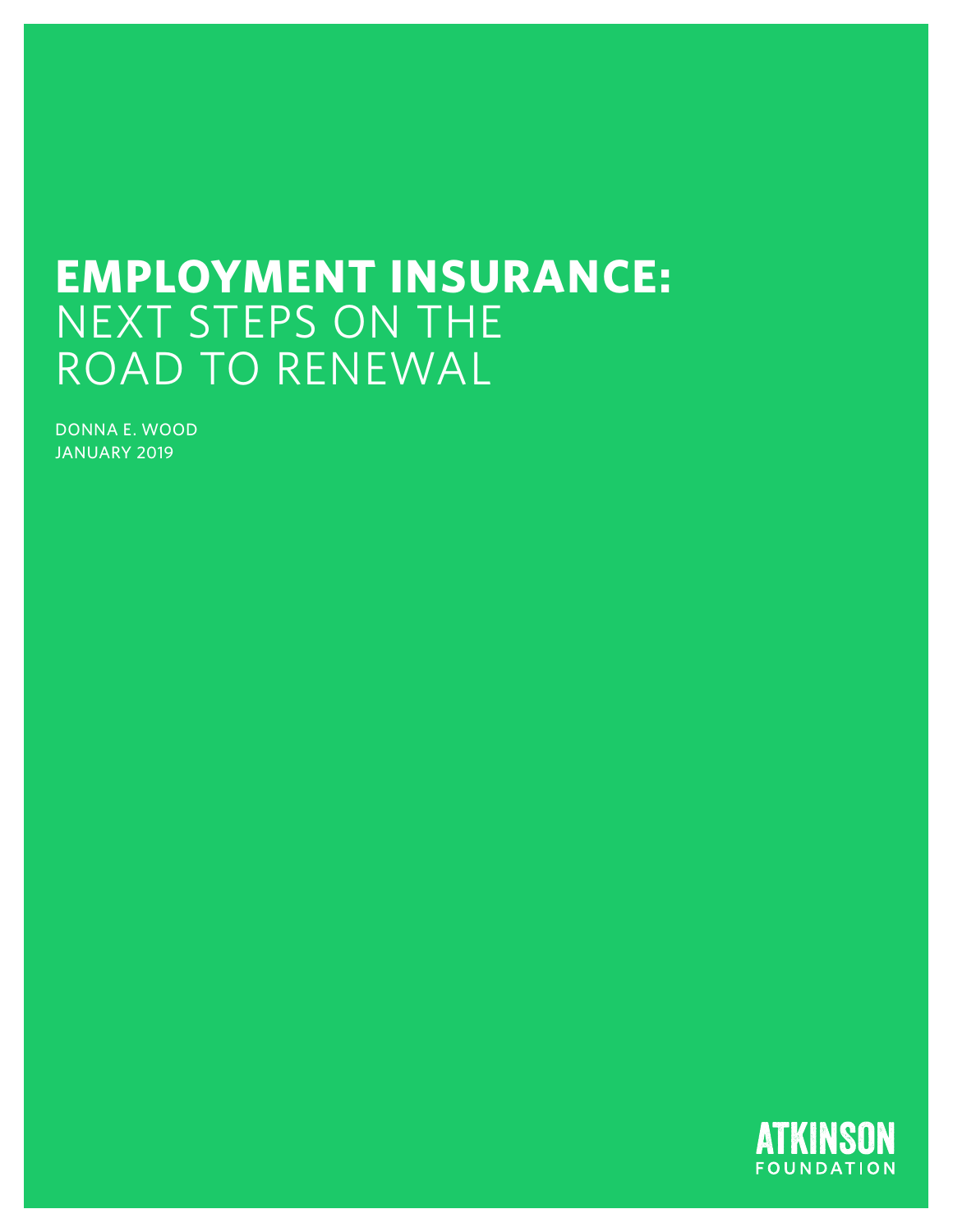# EMPLOYMENT INSURANCE: NEXT STEPS ON THE ROAD TO RENEWAL

DONNA E. WOOD
JANUARY 2019

ATKINSON FOUNDATION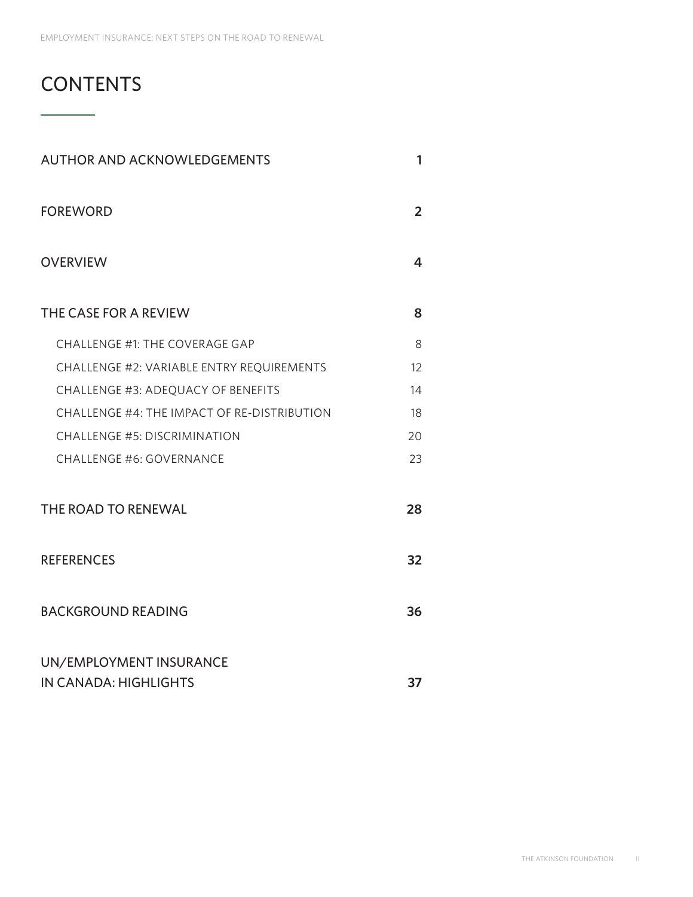# CONTENTS

| | |
|---|---|
| AUTHOR AND ACKNOWLEDGEMENTS | 1 |
| FOREWORD | 2 |
| OVERVIEW | 4 |
| THE CASE FOR A REVIEW | 8 |
| CHALLENGE #1: THE COVERAGE GAP | 8 |
| CHALLENGE #2: VARIABLE ENTRY REQUIREMENTS | 12 |
| CHALLENGE #3: ADEQUACY OF BENEFITS | 14 |
| CHALLENGE #4: THE IMPACT OF RE-DISTRIBUTION | 18 |
| CHALLENGE #5: DISCRIMINATION | 20 |
| CHALLENGE #6: GOVERNANCE | 23 |
| THE ROAD TO RENEWAL | 28 |
| REFERENCES | 32 |
| BACKGROUND READING | 36 |
| UN/EMPLOYMENT INSURANCE IN CANADA: HIGHLIGHTS | 37 |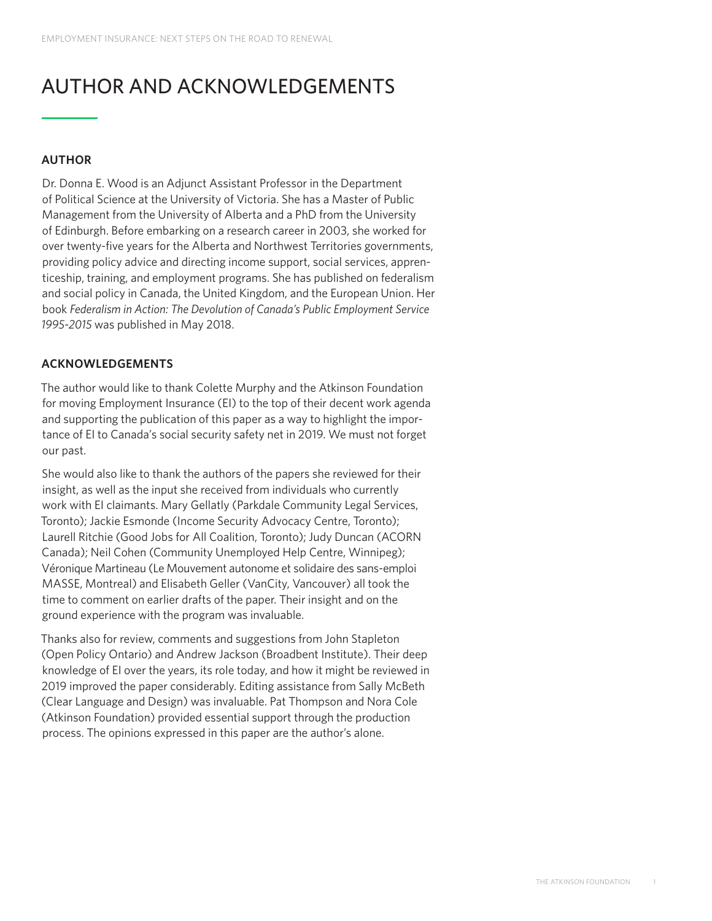# AUTHOR AND ACKNOWLEDGEMENTS

## AUTHOR

Dr. Donna E. Wood is an Adjunct Assistant Professor in the Department of Political Science at the University of Victoria. She has a Master of Public Management from the University of Alberta and a PhD from the University of Edinburgh. Before embarking on a research career in 2003, she worked for over twenty-five years for the Alberta and Northwest Territories governments, providing policy advice and directing income support, social services, apprenticeship, training, and employment programs. She has published on federalism and social policy in Canada, the United Kingdom, and the European Union. Her book *Federalism in Action: The Devolution of Canada's Public Employment Service 1995-2015* was published in May 2018.

## ACKNOWLEDGEMENTS

The author would like to thank Colette Murphy and the Atkinson Foundation for moving Employment Insurance (EI) to the top of their decent work agenda and supporting the publication of this paper as a way to highlight the importance of EI to Canada's social security safety net in 2019. We must not forget our past.

She would also like to thank the authors of the papers she reviewed for their insight, as well as the input she received from individuals who currently work with EI claimants. Mary Gellatly (Parkdale Community Legal Services, Toronto); Jackie Esmonde (Income Security Advocacy Centre, Toronto); Laurell Ritchie (Good Jobs for All Coalition, Toronto); Judy Duncan (ACORN Canada); Neil Cohen (Community Unemployed Help Centre, Winnipeg); Véronique Martineau (Le Mouvement autonome et solidaire des sans-emploi MASSE, Montreal) and Elisabeth Geller (VanCity, Vancouver) all took the time to comment on earlier drafts of the paper. Their insight and on the ground experience with the program was invaluable.

Thanks also for review, comments and suggestions from John Stapleton (Open Policy Ontario) and Andrew Jackson (Broadbent Institute). Their deep knowledge of EI over the years, its role today, and how it might be reviewed in 2019 improved the paper considerably. Editing assistance from Sally McBeth (Clear Language and Design) was invaluable. Pat Thompson and Nora Cole (Atkinson Foundation) provided essential support through the production process. The opinions expressed in this paper are the author's alone.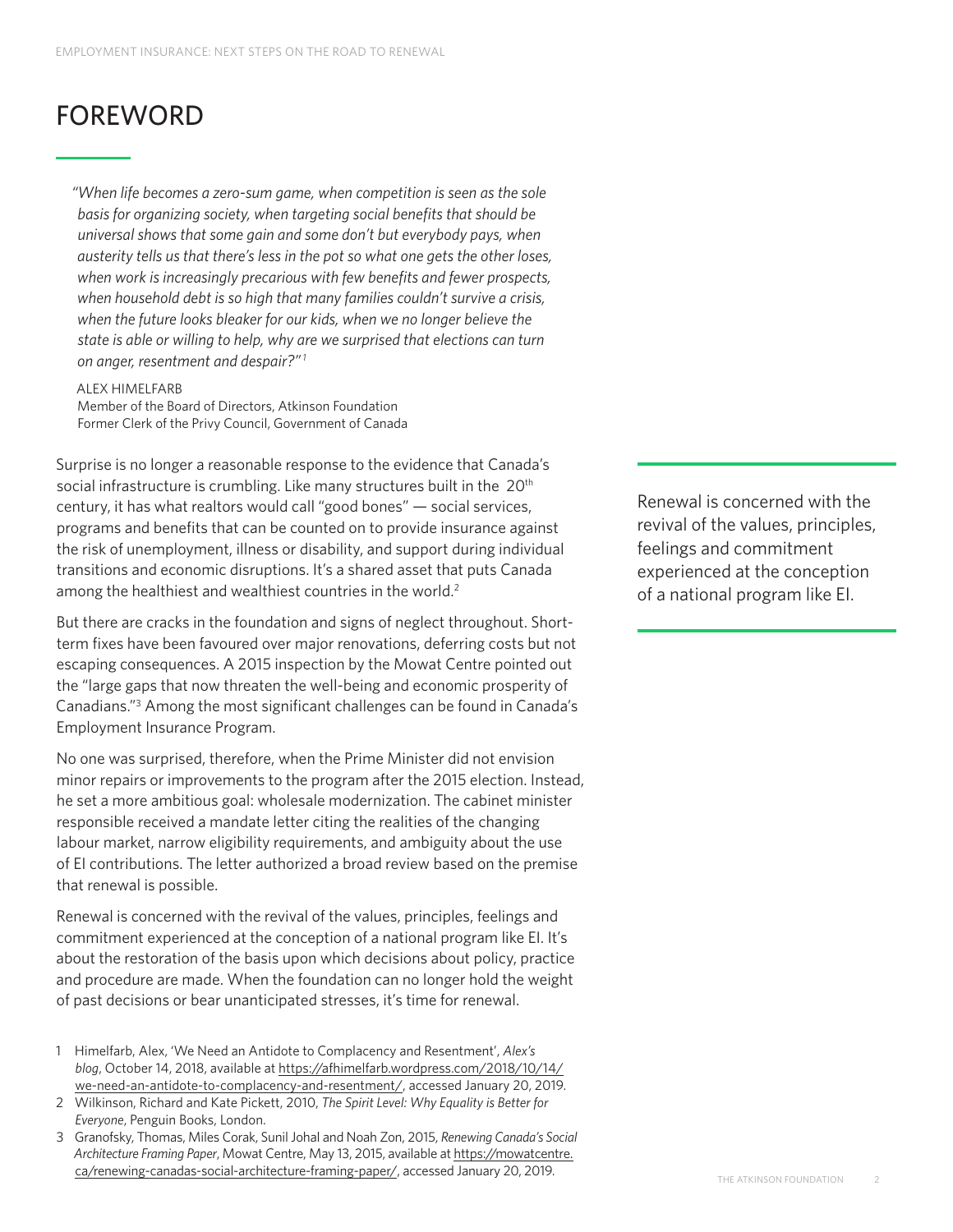# FOREWORD

> *"When life becomes a zero-sum game, when competition is seen as the sole basis for organizing society, when targeting social benefits that should be universal shows that some gain and some don't but everybody pays, when austerity tells us that there's less in the pot so what one gets the other loses, when work is increasingly precarious with few benefits and fewer prospects, when household debt is so high that many families couldn't survive a crisis, when the future looks bleaker for our kids, when we no longer believe the state is able or willing to help, why are we surprised that elections can turn on anger, resentment and despair?"*[1]
>
> ALEX HIMELFARB
> Member of the Board of Directors, Atkinson Foundation
> Former Clerk of the Privy Council, Government of Canada

Surprise is no longer a reasonable response to the evidence that Canada's social infrastructure is crumbling. Like many structures built in the 20th century, it has what realtors would call "good bones" — social services, programs and benefits that can be counted on to provide insurance against the risk of unemployment, illness or disability, and support during individual transitions and economic disruptions. It's a shared asset that puts Canada among the healthiest and wealthiest countries in the world.[2]

But there are cracks in the foundation and signs of neglect throughout. Short-term fixes have been favoured over major renovations, deferring costs but not escaping consequences. A 2015 inspection by the Mowat Centre pointed out the "large gaps that now threaten the well-being and economic prosperity of Canadians."[3] Among the most significant challenges can be found in Canada's Employment Insurance Program.

No one was surprised, therefore, when the Prime Minister did not envision minor repairs or improvements to the program after the 2015 election. Instead, he set a more ambitious goal: wholesale modernization. The cabinet minister responsible received a mandate letter citing the realities of the changing labour market, narrow eligibility requirements, and ambiguity about the use of EI contributions. The letter authorized a broad review based on the premise that renewal is possible.

Renewal is concerned with the revival of the values, principles, feelings and commitment experienced at the conception of a national program like EI. It's about the restoration of the basis upon which decisions about policy, practice and procedure are made. When the foundation can no longer hold the weight of past decisions or bear unanticipated stresses, it's time for renewal.

> Renewal is concerned with the revival of the values, principles, feelings and commitment experienced at the conception of a national program like EI.

1 Himelfarb, Alex, 'We Need an Antidote to Complacency and Resentment', *Alex's blog*, October 14, 2018, available at https://afhimelfarb.wordpress.com/2018/10/14/we-need-an-antidote-to-complacency-and-resentment/, accessed January 20, 2019.

2 Wilkinson, Richard and Kate Pickett, 2010, *The Spirit Level: Why Equality is Better for Everyone*, Penguin Books, London.

3 Granofsky, Thomas, Miles Corak, Sunil Johal and Noah Zon, 2015, *Renewing Canada's Social Architecture Framing Paper*, Mowat Centre, May 13, 2015, available at https://mowatcentre.ca/renewing-canadas-social-architecture-framing-paper/, accessed January 20, 2019.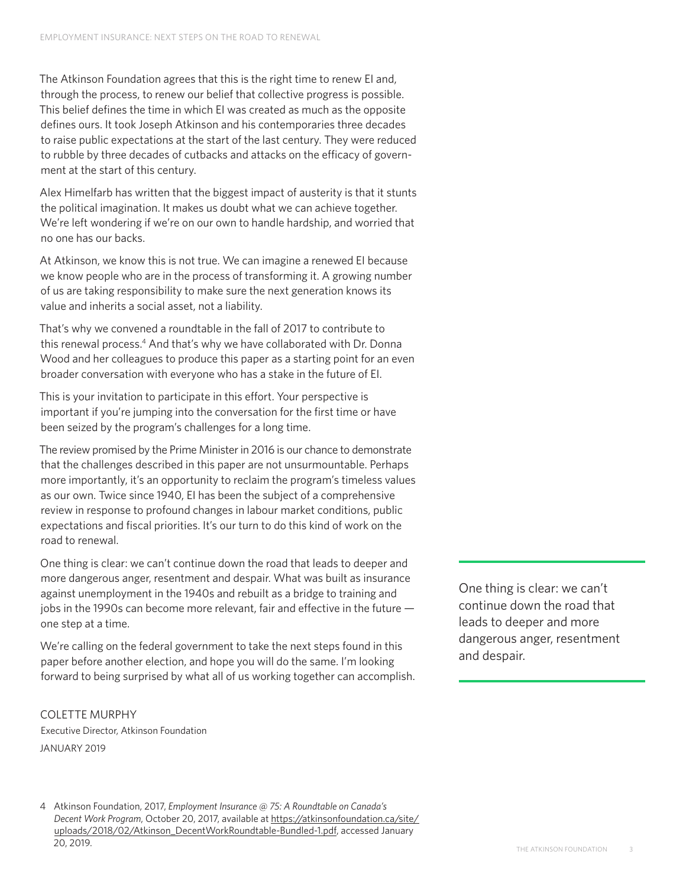The Atkinson Foundation agrees that this is the right time to renew EI and, through the process, to renew our belief that collective progress is possible. This belief defines the time in which EI was created as much as the opposite defines ours. It took Joseph Atkinson and his contemporaries three decades to raise public expectations at the start of the last century. They were reduced to rubble by three decades of cutbacks and attacks on the efficacy of government at the start of this century.

Alex Himelfarb has written that the biggest impact of austerity is that it stunts the political imagination. It makes us doubt what we can achieve together. We're left wondering if we're on our own to handle hardship, and worried that no one has our backs.

At Atkinson, we know this is not true. We can imagine a renewed EI because we know people who are in the process of transforming it. A growing number of us are taking responsibility to make sure the next generation knows its value and inherits a social asset, not a liability.

That's why we convened a roundtable in the fall of 2017 to contribute to this renewal process.[4] And that's why we have collaborated with Dr. Donna Wood and her colleagues to produce this paper as a starting point for an even broader conversation with everyone who has a stake in the future of EI.

This is your invitation to participate in this effort. Your perspective is important if you're jumping into the conversation for the first time or have been seized by the program's challenges for a long time.

The review promised by the Prime Minister in 2016 is our chance to demonstrate that the challenges described in this paper are not unsurmountable. Perhaps more importantly, it's an opportunity to reclaim the program's timeless values as our own. Twice since 1940, EI has been the subject of a comprehensive review in response to profound changes in labour market conditions, public expectations and fiscal priorities. It's our turn to do this kind of work on the road to renewal.

One thing is clear: we can't continue down the road that leads to deeper and more dangerous anger, resentment and despair. What was built as insurance against unemployment in the 1940s and rebuilt as a bridge to training and jobs in the 1990s can become more relevant, fair and effective in the future — one step at a time.

> One thing is clear: we can't continue down the road that leads to deeper and more dangerous anger, resentment and despair.

We're calling on the federal government to take the next steps found in this paper before another election, and hope you will do the same. I'm looking forward to being surprised by what all of us working together can accomplish.

COLETTE MURPHY
Executive Director, Atkinson Foundation
JANUARY 2019

4 Atkinson Foundation, 2017, *Employment Insurance @ 75: A Roundtable on Canada's Decent Work Program*, October 20, 2017, available at https://atkinsonfoundation.ca/site/uploads/2018/02/Atkinson_DecentWorkRoundtable-Bundled-1.pdf, accessed January 20, 2019.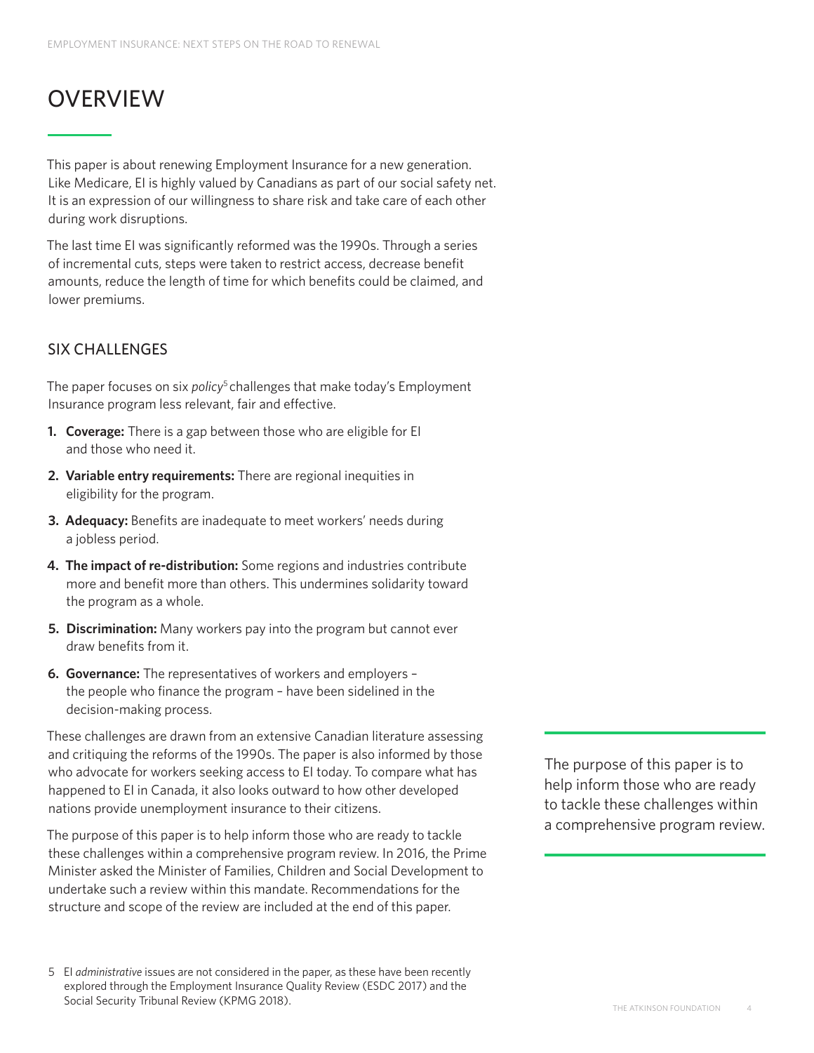# OVERVIEW

This paper is about renewing Employment Insurance for a new generation. Like Medicare, EI is highly valued by Canadians as part of our social safety net. It is an expression of our willingness to share risk and take care of each other during work disruptions.

The last time EI was significantly reformed was the 1990s. Through a series of incremental cuts, steps were taken to restrict access, decrease benefit amounts, reduce the length of time for which benefits could be claimed, and lower premiums.

## SIX CHALLENGES

The paper focuses on six *policy*[5] challenges that make today's Employment Insurance program less relevant, fair and effective.

1. **Coverage:** There is a gap between those who are eligible for EI and those who need it.
2. **Variable entry requirements:** There are regional inequities in eligibility for the program.
3. **Adequacy:** Benefits are inadequate to meet workers' needs during a jobless period.
4. **The impact of re-distribution:** Some regions and industries contribute more and benefit more than others. This undermines solidarity toward the program as a whole.
5. **Discrimination:** Many workers pay into the program but cannot ever draw benefits from it.
6. **Governance:** The representatives of workers and employers – the people who finance the program – have been sidelined in the decision-making process.

These challenges are drawn from an extensive Canadian literature assessing and critiquing the reforms of the 1990s. The paper is also informed by those who advocate for workers seeking access to EI today. To compare what has happened to EI in Canada, it also looks outward to how other developed nations provide unemployment insurance to their citizens.

The purpose of this paper is to help inform those who are ready to tackle these challenges within a comprehensive program review. In 2016, the Prime Minister asked the Minister of Families, Children and Social Development to undertake such a review within this mandate. Recommendations for the structure and scope of the review are included at the end of this paper.

> The purpose of this paper is to help inform those who are ready to tackle these challenges within a comprehensive program review.

5 EI *administrative* issues are not considered in the paper, as these have been recently explored through the Employment Insurance Quality Review (ESDC 2017) and the Social Security Tribunal Review (KPMG 2018).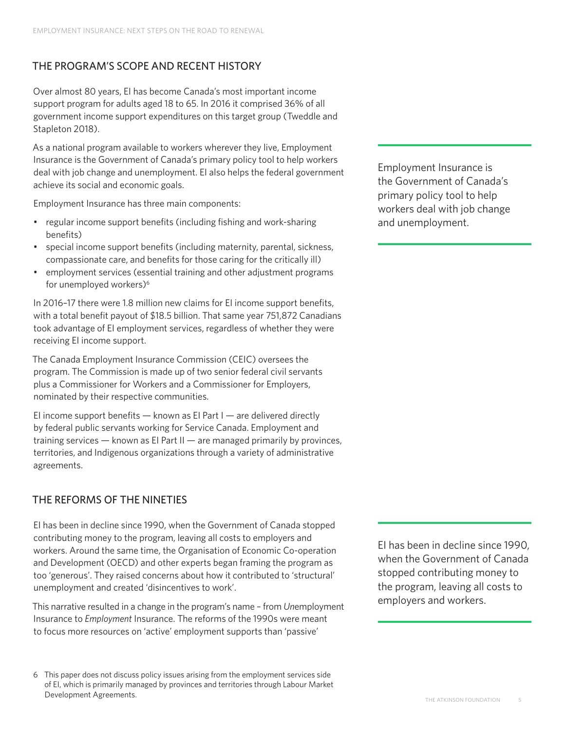## THE PROGRAM'S SCOPE AND RECENT HISTORY

Over almost 80 years, EI has become Canada's most important income support program for adults aged 18 to 65. In 2016 it comprised 36% of all government income support expenditures on this target group (Tweddle and Stapleton 2018).

As a national program available to workers wherever they live, Employment Insurance is the Government of Canada's primary policy tool to help workers deal with job change and unemployment. EI also helps the federal government achieve its social and economic goals.

Employment Insurance is the Government of Canada's primary policy tool to help workers deal with job change and unemployment.

Employment Insurance has three main components:

- regular income support benefits (including fishing and work-sharing benefits)
- special income support benefits (including maternity, parental, sickness, compassionate care, and benefits for those caring for the critically ill)
- employment services (essential training and other adjustment programs for unemployed workers)[6]

In 2016–17 there were 1.8 million new claims for EI income support benefits, with a total benefit payout of $18.5 billion. That same year 751,872 Canadians took advantage of EI employment services, regardless of whether they were receiving EI income support.

The Canada Employment Insurance Commission (CEIC) oversees the program. The Commission is made up of two senior federal civil servants plus a Commissioner for Workers and a Commissioner for Employers, nominated by their respective communities.

EI income support benefits — known as EI Part I — are delivered directly by federal public servants working for Service Canada. Employment and training services — known as EI Part II — are managed primarily by provinces, territories, and Indigenous organizations through a variety of administrative agreements.

## THE REFORMS OF THE NINETIES

EI has been in decline since 1990, when the Government of Canada stopped contributing money to the program, leaving all costs to employers and workers. Around the same time, the Organisation of Economic Co-operation and Development (OECD) and other experts began framing the program as too 'generous'. They raised concerns about how it contributed to 'structural' unemployment and created 'disincentives to work'.

EI has been in decline since 1990, when the Government of Canada stopped contributing money to the program, leaving all costs to employers and workers.

This narrative resulted in a change in the program's name – from *Un*employment Insurance to *Employment* Insurance. The reforms of the 1990s were meant to focus more resources on 'active' employment supports than 'passive'

6 This paper does not discuss policy issues arising from the employment services side of EI, which is primarily managed by provinces and territories through Labour Market Development Agreements.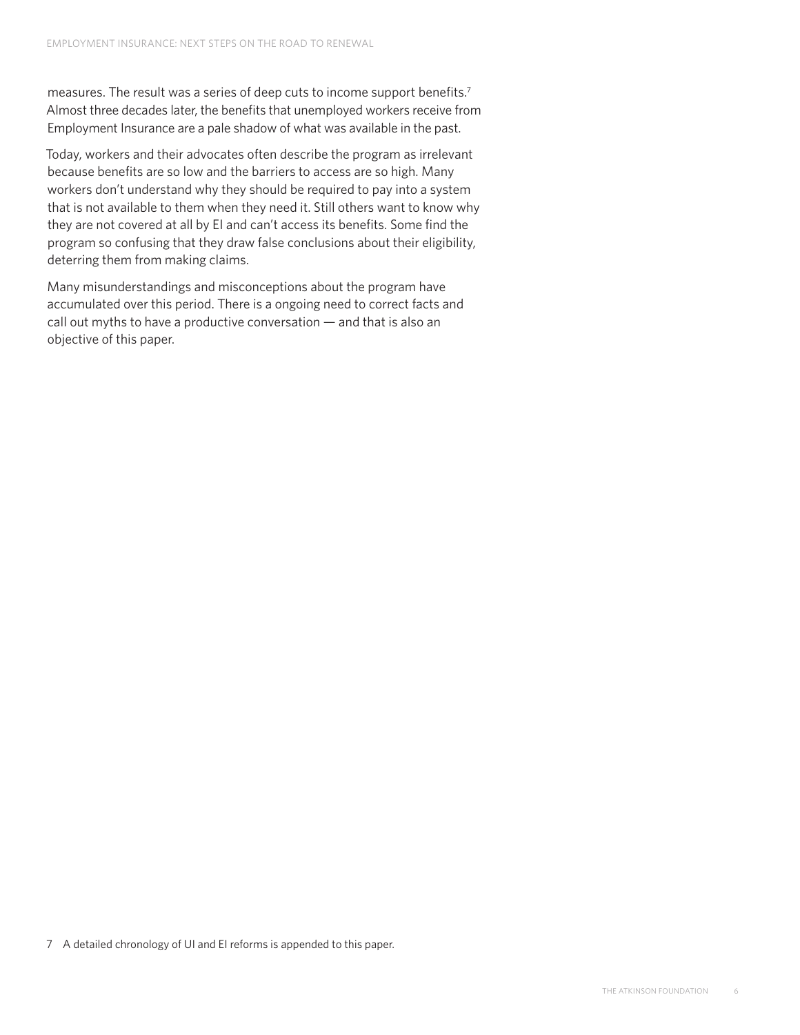measures. The result was a series of deep cuts to income support benefits.[7] Almost three decades later, the benefits that unemployed workers receive from Employment Insurance are a pale shadow of what was available in the past.

Today, workers and their advocates often describe the program as irrelevant because benefits are so low and the barriers to access are so high. Many workers don't understand why they should be required to pay into a system that is not available to them when they need it. Still others want to know why they are not covered at all by EI and can't access its benefits. Some find the program so confusing that they draw false conclusions about their eligibility, deterring them from making claims.

Many misunderstandings and misconceptions about the program have accumulated over this period. There is a ongoing need to correct facts and call out myths to have a productive conversation — and that is also an objective of this paper.

7 A detailed chronology of UI and EI reforms is appended to this paper.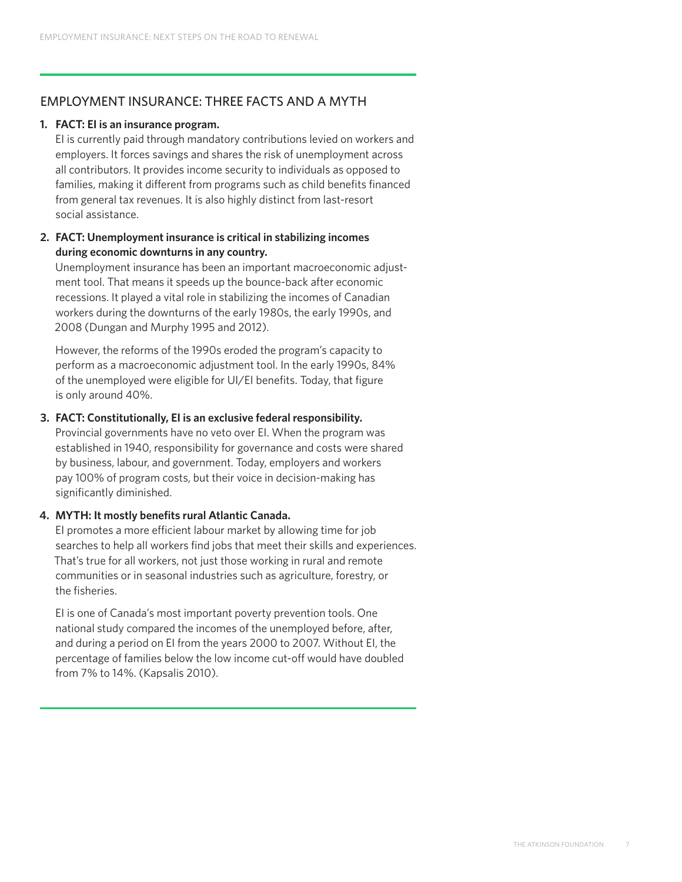## EMPLOYMENT INSURANCE: THREE FACTS AND A MYTH

1. **FACT: EI is an insurance program.**
   EI is currently paid through mandatory contributions levied on workers and employers. It forces savings and shares the risk of unemployment across all contributors. It provides income security to individuals as opposed to families, making it different from programs such as child benefits financed from general tax revenues. It is also highly distinct from last-resort social assistance.

2. **FACT: Unemployment insurance is critical in stabilizing incomes during economic downturns in any country.**
   Unemployment insurance has been an important macroeconomic adjustment tool. That means it speeds up the bounce-back after economic recessions. It played a vital role in stabilizing the incomes of Canadian workers during the downturns of the early 1980s, the early 1990s, and 2008 (Dungan and Murphy 1995 and 2012).

   However, the reforms of the 1990s eroded the program's capacity to perform as a macroeconomic adjustment tool. In the early 1990s, 84% of the unemployed were eligible for UI/EI benefits. Today, that figure is only around 40%.

3. **FACT: Constitutionally, EI is an exclusive federal responsibility.**
   Provincial governments have no veto over EI. When the program was established in 1940, responsibility for governance and costs were shared by business, labour, and government. Today, employers and workers pay 100% of program costs, but their voice in decision-making has significantly diminished.

4. **MYTH: It mostly benefits rural Atlantic Canada.**
   EI promotes a more efficient labour market by allowing time for job searches to help all workers find jobs that meet their skills and experiences. That's true for all workers, not just those working in rural and remote communities or in seasonal industries such as agriculture, forestry, or the fisheries.

   EI is one of Canada's most important poverty prevention tools. One national study compared the incomes of the unemployed before, after, and during a period on EI from the years 2000 to 2007. Without EI, the percentage of families below the low income cut-off would have doubled from 7% to 14%. (Kapsalis 2010).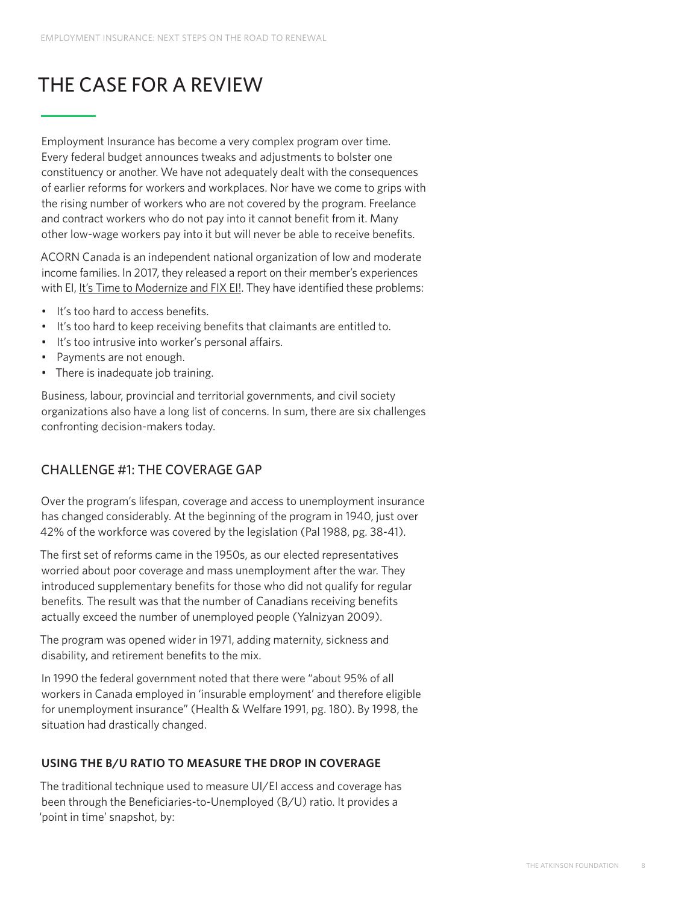# THE CASE FOR A REVIEW

Employment Insurance has become a very complex program over time. Every federal budget announces tweaks and adjustments to bolster one constituency or another. We have not adequately dealt with the consequences of earlier reforms for workers and workplaces. Nor have we come to grips with the rising number of workers who are not covered by the program. Freelance and contract workers who do not pay into it cannot benefit from it. Many other low-wage workers pay into it but will never be able to receive benefits.

ACORN Canada is an independent national organization of low and moderate income families. In 2017, they released a report on their member's experiences with EI, It's Time to Modernize and FIX EI!. They have identified these problems:

- It's too hard to access benefits.
- It's too hard to keep receiving benefits that claimants are entitled to.
- It's too intrusive into worker's personal affairs.
- Payments are not enough.
- There is inadequate job training.

Business, labour, provincial and territorial governments, and civil society organizations also have a long list of concerns. In sum, there are six challenges confronting decision-makers today.

## CHALLENGE #1: THE COVERAGE GAP

Over the program's lifespan, coverage and access to unemployment insurance has changed considerably. At the beginning of the program in 1940, just over 42% of the workforce was covered by the legislation (Pal 1988, pg. 38-41).

The first set of reforms came in the 1950s, as our elected representatives worried about poor coverage and mass unemployment after the war. They introduced supplementary benefits for those who did not qualify for regular benefits. The result was that the number of Canadians receiving benefits actually exceed the number of unemployed people (Yalnizyan 2009).

The program was opened wider in 1971, adding maternity, sickness and disability, and retirement benefits to the mix.

In 1990 the federal government noted that there were "about 95% of all workers in Canada employed in 'insurable employment' and therefore eligible for unemployment insurance" (Health & Welfare 1991, pg. 180). By 1998, the situation had drastically changed.

### USING THE B/U RATIO TO MEASURE THE DROP IN COVERAGE

The traditional technique used to measure UI/EI access and coverage has been through the Beneficiaries-to-Unemployed (B/U) ratio. It provides a 'point in time' snapshot, by: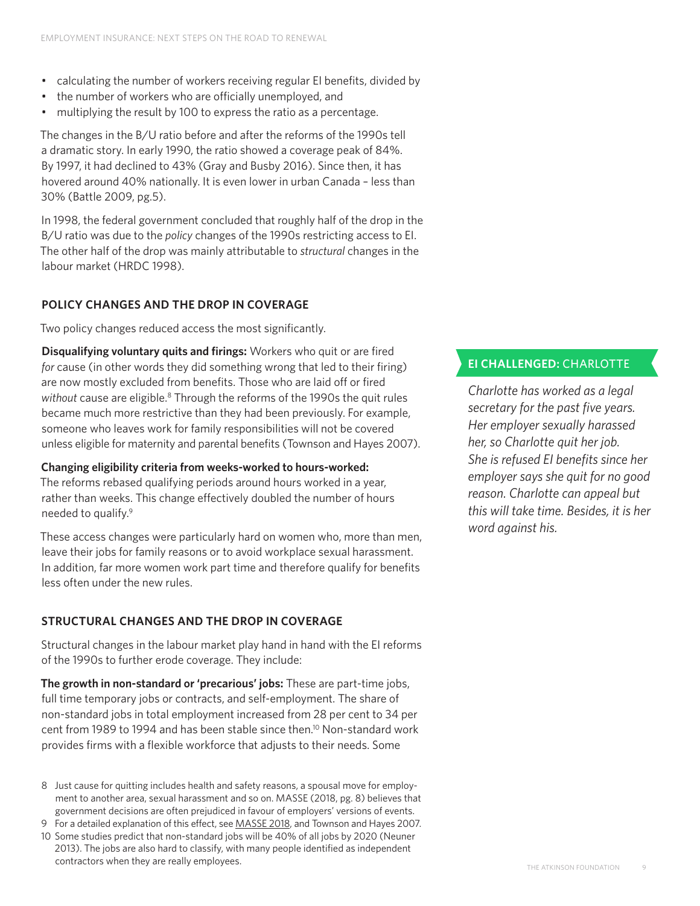- calculating the number of workers receiving regular EI benefits, divided by
- the number of workers who are officially unemployed, and
- multiplying the result by 100 to express the ratio as a percentage.

The changes in the B/U ratio before and after the reforms of the 1990s tell a dramatic story. In early 1990, the ratio showed a coverage peak of 84%. By 1997, it had declined to 43% (Gray and Busby 2016). Since then, it has hovered around 40% nationally. It is even lower in urban Canada – less than 30% (Battle 2009, pg.5).

In 1998, the federal government concluded that roughly half of the drop in the B/U ratio was due to the *policy* changes of the 1990s restricting access to EI. The other half of the drop was mainly attributable to *structural* changes in the labour market (HRDC 1998).

### POLICY CHANGES AND THE DROP IN COVERAGE

Two policy changes reduced access the most significantly.

**Disqualifying voluntary quits and firings:** Workers who quit or are fired *for* cause (in other words they did something wrong that led to their firing) are now mostly excluded from benefits. Those who are laid off or fired *without* cause are eligible.[8] Through the reforms of the 1990s the quit rules became much more restrictive than they had been previously. For example, someone who leaves work for family responsibilities will not be covered unless eligible for maternity and parental benefits (Townson and Hayes 2007).

**Changing eligibility criteria from weeks-worked to hours-worked:** The reforms rebased qualifying periods around hours worked in a year, rather than weeks. This change effectively doubled the number of hours needed to qualify.[9]

These access changes were particularly hard on women who, more than men, leave their jobs for family reasons or to avoid workplace sexual harassment. In addition, far more women work part time and therefore qualify for benefits less often under the new rules.

### STRUCTURAL CHANGES AND THE DROP IN COVERAGE

Structural changes in the labour market play hand in hand with the EI reforms of the 1990s to further erode coverage. They include:

**The growth in non-standard or 'precarious' jobs:** These are part-time jobs, full time temporary jobs or contracts, and self-employment. The share of non-standard jobs in total employment increased from 28 per cent to 34 per cent from 1989 to 1994 and has been stable since then.[10] Non-standard work provides firms with a flexible workforce that adjusts to their needs. Some

**EI CHALLENGED:** CHARLOTTE

*Charlotte has worked as a legal secretary for the past five years. Her employer sexually harassed her, so Charlotte quit her job. She is refused EI benefits since her employer says she quit for no good reason. Charlotte can appeal but this will take time. Besides, it is her word against his.*

8 Just cause for quitting includes health and safety reasons, a spousal move for employment to another area, sexual harassment and so on. MASSE (2018, pg. 8) believes that government decisions are often prejudiced in favour of employers' versions of events.

9 For a detailed explanation of this effect, see MASSE 2018, and Townson and Hayes 2007.

10 Some studies predict that non-standard jobs will be 40% of all jobs by 2020 (Neuner 2013). The jobs are also hard to classify, with many people identified as independent contractors when they are really employees.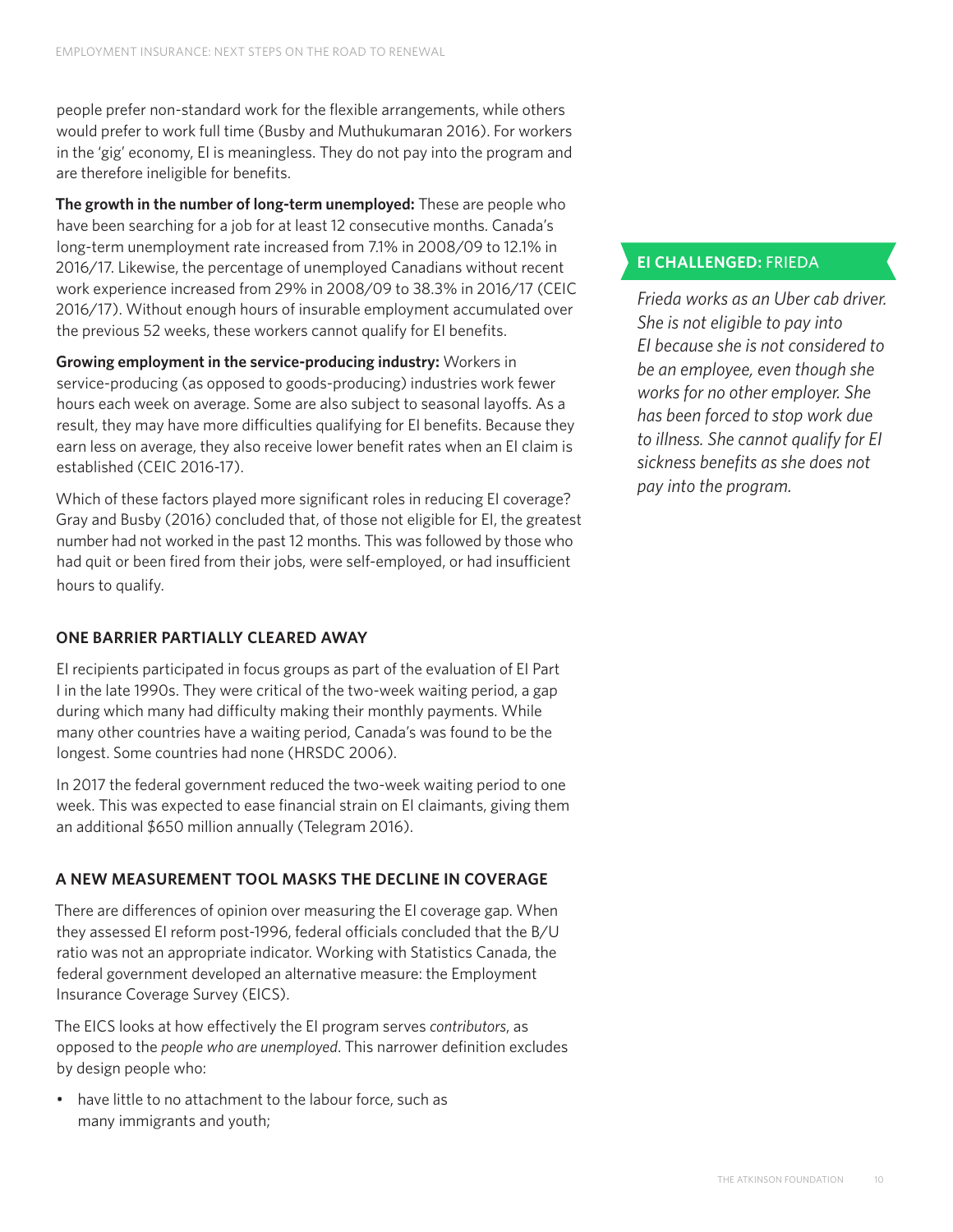people prefer non-standard work for the flexible arrangements, while others would prefer to work full time (Busby and Muthukumaran 2016). For workers in the 'gig' economy, EI is meaningless. They do not pay into the program and are therefore ineligible for benefits.

**The growth in the number of long-term unemployed:** These are people who have been searching for a job for at least 12 consecutive months. Canada's long-term unemployment rate increased from 7.1% in 2008/09 to 12.1% in 2016/17. Likewise, the percentage of unemployed Canadians without recent work experience increased from 29% in 2008/09 to 38.3% in 2016/17 (CEIC 2016/17). Without enough hours of insurable employment accumulated over the previous 52 weeks, these workers cannot qualify for EI benefits.

**Growing employment in the service-producing industry:** Workers in service-producing (as opposed to goods-producing) industries work fewer hours each week on average. Some are also subject to seasonal layoffs. As a result, they may have more difficulties qualifying for EI benefits. Because they earn less on average, they also receive lower benefit rates when an EI claim is established (CEIC 2016-17).

Which of these factors played more significant roles in reducing EI coverage? Gray and Busby (2016) concluded that, of those not eligible for EI, the greatest number had not worked in the past 12 months. This was followed by those who had quit or been fired from their jobs, were self-employed, or had insufficient hours to qualify.

**EI CHALLENGED:** FRIEDA

*Frieda works as an Uber cab driver. She is not eligible to pay into EI because she is not considered to be an employee, even though she works for no other employer. She has been forced to stop work due to illness. She cannot qualify for EI sickness benefits as she does not pay into the program.*

## ONE BARRIER PARTIALLY CLEARED AWAY

EI recipients participated in focus groups as part of the evaluation of EI Part I in the late 1990s. They were critical of the two-week waiting period, a gap during which many had difficulty making their monthly payments. While many other countries have a waiting period, Canada's was found to be the longest. Some countries had none (HRSDC 2006).

In 2017 the federal government reduced the two-week waiting period to one week. This was expected to ease financial strain on EI claimants, giving them an additional $650 million annually (Telegram 2016).

## A NEW MEASUREMENT TOOL MASKS THE DECLINE IN COVERAGE

There are differences of opinion over measuring the EI coverage gap. When they assessed EI reform post-1996, federal officials concluded that the B/U ratio was not an appropriate indicator. Working with Statistics Canada, the federal government developed an alternative measure: the Employment Insurance Coverage Survey (EICS).

The EICS looks at how effectively the EI program serves *contributors*, as opposed to the *people who are unemployed*. This narrower definition excludes by design people who:

- have little to no attachment to the labour force, such as many immigrants and youth;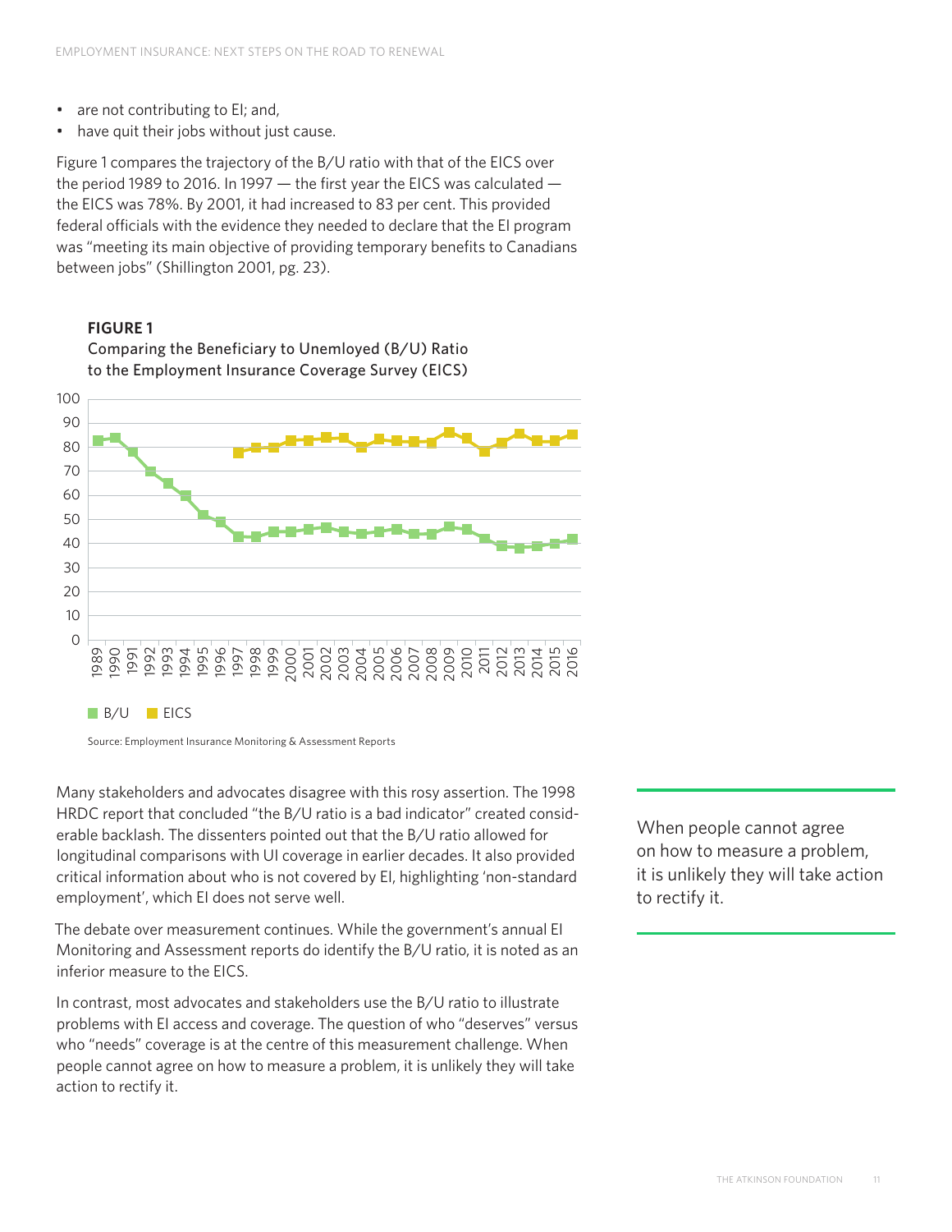- are not contributing to EI; and,
- have quit their jobs without just cause.

Figure 1 compares the trajectory of the B/U ratio with that of the EICS over the period 1989 to 2016. In 1997 — the first year the EICS was calculated — the EICS was 78%. By 2001, it had increased to 83 per cent. This provided federal officials with the evidence they needed to declare that the EI program was "meeting its main objective of providing temporary benefits to Canadians between jobs" (Shillington 2001, pg. 23).

**FIGURE 1**

Comparing the Beneficiary to Unemloyed (B/U) Ratio to the Employment Insurance Coverage Survey (EICS)

Source: Employment Insurance Monitoring & Assessment Reports

Many stakeholders and advocates disagree with this rosy assertion. The 1998 HRDC report that concluded "the B/U ratio is a bad indicator" created considerable backlash. The dissenters pointed out that the B/U ratio allowed for longitudinal comparisons with UI coverage in earlier decades. It also provided critical information about who is not covered by EI, highlighting 'non-standard employment', which EI does not serve well.

The debate over measurement continues. While the government's annual EI Monitoring and Assessment reports do identify the B/U ratio, it is noted as an inferior measure to the EICS.

In contrast, most advocates and stakeholders use the B/U ratio to illustrate problems with EI access and coverage. The question of who "deserves" versus who "needs" coverage is at the centre of this measurement challenge. When people cannot agree on how to measure a problem, it is unlikely they will take action to rectify it.

When people cannot agree on how to measure a problem, it is unlikely they will take action to rectify it.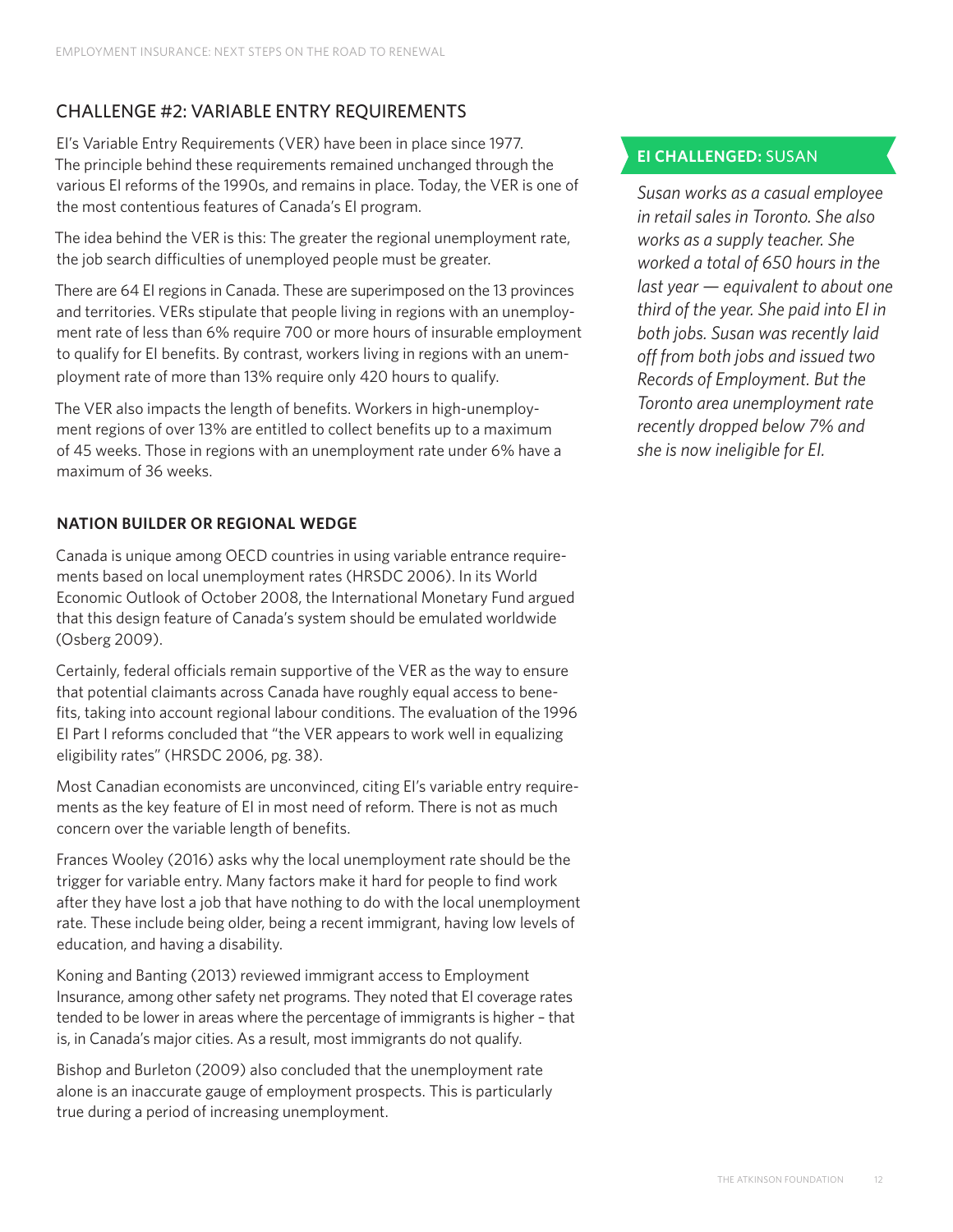## CHALLENGE #2: VARIABLE ENTRY REQUIREMENTS

EI's Variable Entry Requirements (VER) have been in place since 1977. The principle behind these requirements remained unchanged through the various EI reforms of the 1990s, and remains in place. Today, the VER is one of the most contentious features of Canada's EI program.

The idea behind the VER is this: The greater the regional unemployment rate, the job search difficulties of unemployed people must be greater.

There are 64 EI regions in Canada. These are superimposed on the 13 provinces and territories. VERs stipulate that people living in regions with an unemployment rate of less than 6% require 700 or more hours of insurable employment to qualify for EI benefits. By contrast, workers living in regions with an unemployment rate of more than 13% require only 420 hours to qualify.

The VER also impacts the length of benefits. Workers in high-unemployment regions of over 13% are entitled to collect benefits up to a maximum of 45 weeks. Those in regions with an unemployment rate under 6% have a maximum of 36 weeks.

### NATION BUILDER OR REGIONAL WEDGE

Canada is unique among OECD countries in using variable entrance requirements based on local unemployment rates (HRSDC 2006). In its World Economic Outlook of October 2008, the International Monetary Fund argued that this design feature of Canada's system should be emulated worldwide (Osberg 2009).

Certainly, federal officials remain supportive of the VER as the way to ensure that potential claimants across Canada have roughly equal access to benefits, taking into account regional labour conditions. The evaluation of the 1996 EI Part I reforms concluded that "the VER appears to work well in equalizing eligibility rates" (HRSDC 2006, pg. 38).

Most Canadian economists are unconvinced, citing EI's variable entry requirements as the key feature of EI in most need of reform. There is not as much concern over the variable length of benefits.

Frances Wooley (2016) asks why the local unemployment rate should be the trigger for variable entry. Many factors make it hard for people to find work after they have lost a job that have nothing to do with the local unemployment rate. These include being older, being a recent immigrant, having low levels of education, and having a disability.

Koning and Banting (2013) reviewed immigrant access to Employment Insurance, among other safety net programs. They noted that EI coverage rates tended to be lower in areas where the percentage of immigrants is higher – that is, in Canada's major cities. As a result, most immigrants do not qualify.

Bishop and Burleton (2009) also concluded that the unemployment rate alone is an inaccurate gauge of employment prospects. This is particularly true during a period of increasing unemployment.

**EI CHALLENGED:** SUSAN

*Susan works as a casual employee in retail sales in Toronto. She also works as a supply teacher. She worked a total of 650 hours in the last year — equivalent to about one third of the year. She paid into EI in both jobs. Susan was recently laid off from both jobs and issued two Records of Employment. But the Toronto area unemployment rate recently dropped below 7% and she is now ineligible for EI.*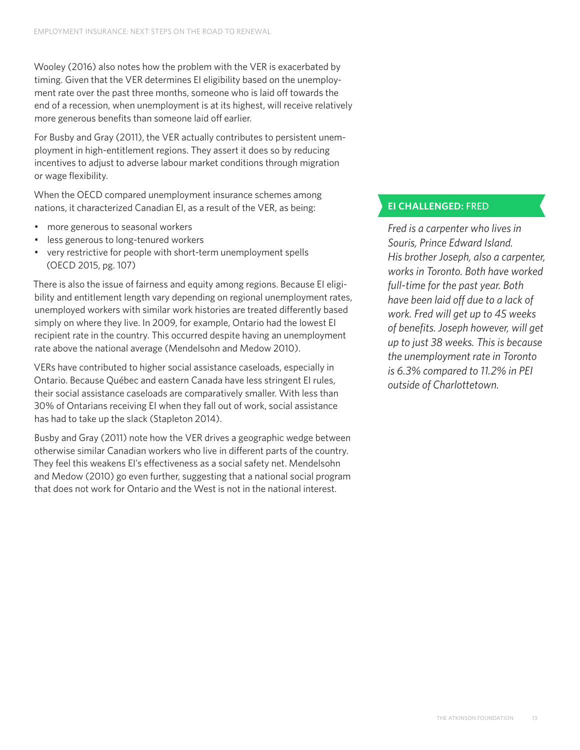Wooley (2016) also notes how the problem with the VER is exacerbated by timing. Given that the VER determines EI eligibility based on the unemployment rate over the past three months, someone who is laid off towards the end of a recession, when unemployment is at its highest, will receive relatively more generous benefits than someone laid off earlier.

For Busby and Gray (2011), the VER actually contributes to persistent unemployment in high-entitlement regions. They assert it does so by reducing incentives to adjust to adverse labour market conditions through migration or wage flexibility.

When the OECD compared unemployment insurance schemes among nations, it characterized Canadian EI, as a result of the VER, as being:

- more generous to seasonal workers
- less generous to long-tenured workers
- very restrictive for people with short-term unemployment spells (OECD 2015, pg. 107)

There is also the issue of fairness and equity among regions. Because EI eligibility and entitlement length vary depending on regional unemployment rates, unemployed workers with similar work histories are treated differently based simply on where they live. In 2009, for example, Ontario had the lowest EI recipient rate in the country. This occurred despite having an unemployment rate above the national average (Mendelsohn and Medow 2010).

VERs have contributed to higher social assistance caseloads, especially in Ontario. Because Québec and eastern Canada have less stringent EI rules, their social assistance caseloads are comparatively smaller. With less than 30% of Ontarians receiving EI when they fall out of work, social assistance has had to take up the slack (Stapleton 2014).

Busby and Gray (2011) note how the VER drives a geographic wedge between otherwise similar Canadian workers who live in different parts of the country. They feel this weakens EI's effectiveness as a social safety net. Mendelsohn and Medow (2010) go even further, suggesting that a national social program that does not work for Ontario and the West is not in the national interest.

**EI CHALLENGED:** FRED

*Fred is a carpenter who lives in Souris, Prince Edward Island. His brother Joseph, also a carpenter, works in Toronto. Both have worked full-time for the past year. Both have been laid off due to a lack of work. Fred will get up to 45 weeks of benefits. Joseph however, will get up to just 38 weeks. This is because the unemployment rate in Toronto is 6.3% compared to 11.2% in PEI outside of Charlottetown.*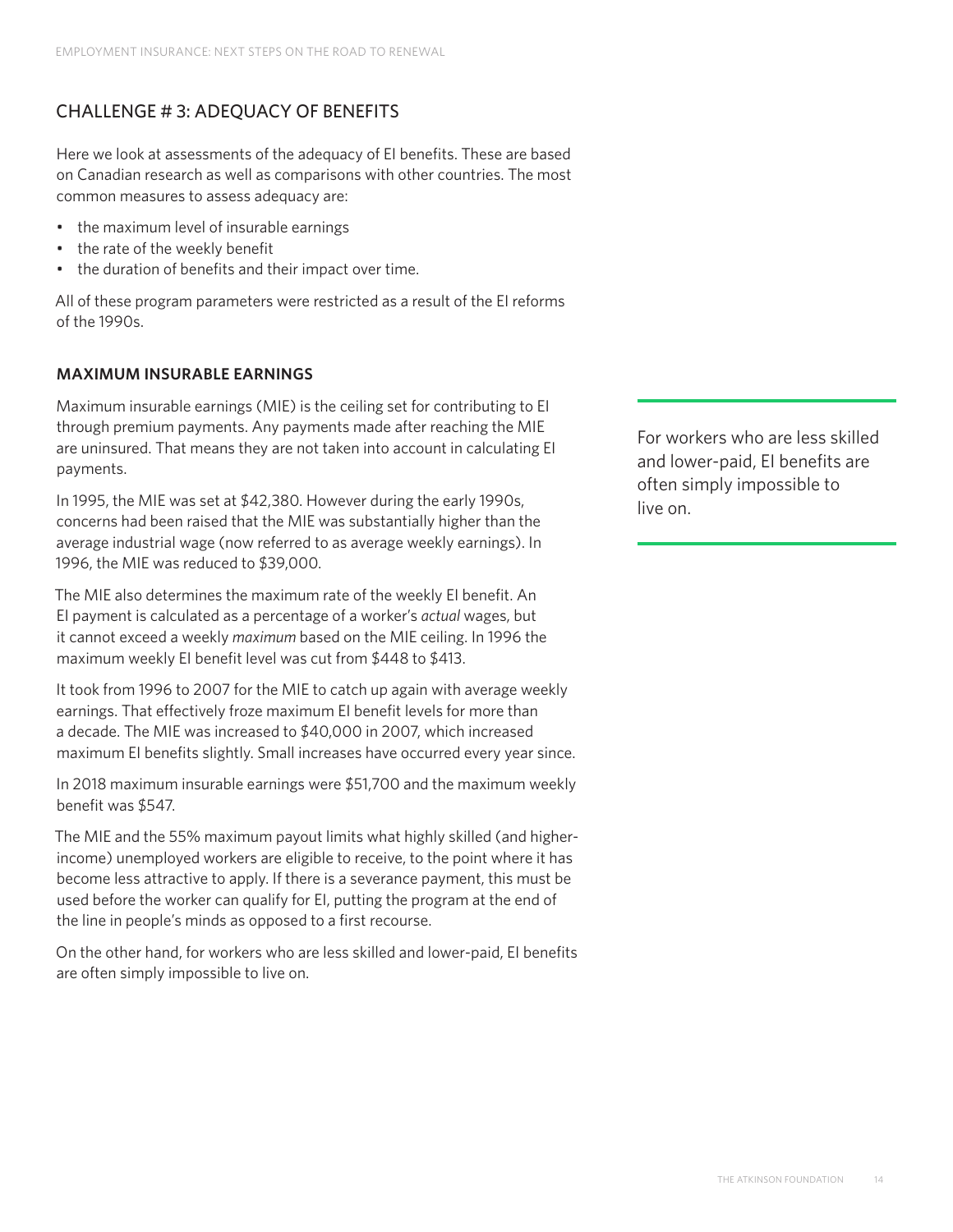## CHALLENGE # 3: ADEQUACY OF BENEFITS

Here we look at assessments of the adequacy of EI benefits. These are based on Canadian research as well as comparisons with other countries. The most common measures to assess adequacy are:

- the maximum level of insurable earnings
- the rate of the weekly benefit
- the duration of benefits and their impact over time.

All of these program parameters were restricted as a result of the EI reforms of the 1990s.

### MAXIMUM INSURABLE EARNINGS

Maximum insurable earnings (MIE) is the ceiling set for contributing to EI through premium payments. Any payments made after reaching the MIE are uninsured. That means they are not taken into account in calculating EI payments.

In 1995, the MIE was set at $42,380. However during the early 1990s, concerns had been raised that the MIE was substantially higher than the average industrial wage (now referred to as average weekly earnings). In 1996, the MIE was reduced to $39,000.

The MIE also determines the maximum rate of the weekly EI benefit. An EI payment is calculated as a percentage of a worker's *actual* wages, but it cannot exceed a weekly *maximum* based on the MIE ceiling. In 1996 the maximum weekly EI benefit level was cut from $448 to $413.

It took from 1996 to 2007 for the MIE to catch up again with average weekly earnings. That effectively froze maximum EI benefit levels for more than a decade. The MIE was increased to $40,000 in 2007, which increased maximum EI benefits slightly. Small increases have occurred every year since.

In 2018 maximum insurable earnings were $51,700 and the maximum weekly benefit was $547.

The MIE and the 55% maximum payout limits what highly skilled (and higher-income) unemployed workers are eligible to receive, to the point where it has become less attractive to apply. If there is a severance payment, this must be used before the worker can qualify for EI, putting the program at the end of the line in people's minds as opposed to a first recourse.

On the other hand, for workers who are less skilled and lower-paid, EI benefits are often simply impossible to live on.

> For workers who are less skilled and lower-paid, EI benefits are often simply impossible to live on.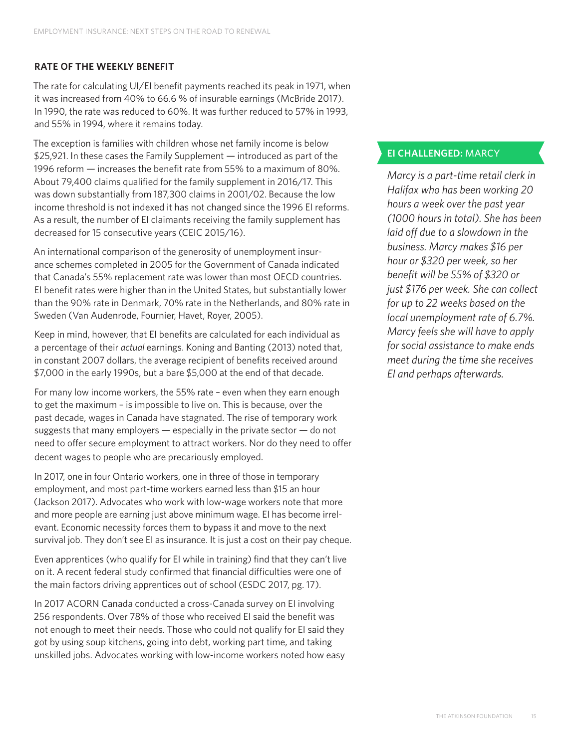### RATE OF THE WEEKLY BENEFIT

The rate for calculating UI/EI benefit payments reached its peak in 1971, when it was increased from 40% to 66.6 % of insurable earnings (McBride 2017). In 1990, the rate was reduced to 60%. It was further reduced to 57% in 1993, and 55% in 1994, where it remains today.

The exception is families with children whose net family income is below $25,921. In these cases the Family Supplement — introduced as part of the 1996 reform — increases the benefit rate from 55% to a maximum of 80%. About 79,400 claims qualified for the family supplement in 2016/17. This was down substantially from 187,300 claims in 2001/02. Because the low income threshold is not indexed it has not changed since the 1996 EI reforms. As a result, the number of EI claimants receiving the family supplement has decreased for 15 consecutive years (CEIC 2015/16).

An international comparison of the generosity of unemployment insurance schemes completed in 2005 for the Government of Canada indicated that Canada's 55% replacement rate was lower than most OECD countries. EI benefit rates were higher than in the United States, but substantially lower than the 90% rate in Denmark, 70% rate in the Netherlands, and 80% rate in Sweden (Van Audenrode, Fournier, Havet, Royer, 2005).

Keep in mind, however, that EI benefits are calculated for each individual as a percentage of their *actual* earnings. Koning and Banting (2013) noted that, in constant 2007 dollars, the average recipient of benefits received around $7,000 in the early 1990s, but a bare $5,000 at the end of that decade.

For many low income workers, the 55% rate – even when they earn enough to get the maximum – is impossible to live on. This is because, over the past decade, wages in Canada have stagnated. The rise of temporary work suggests that many employers — especially in the private sector — do not need to offer secure employment to attract workers. Nor do they need to offer decent wages to people who are precariously employed.

In 2017, one in four Ontario workers, one in three of those in temporary employment, and most part-time workers earned less than $15 an hour (Jackson 2017). Advocates who work with low-wage workers note that more and more people are earning just above minimum wage. EI has become irrelevant. Economic necessity forces them to bypass it and move to the next survival job. They don't see EI as insurance. It is just a cost on their pay cheque.

Even apprentices (who qualify for EI while in training) find that they can't live on it. A recent federal study confirmed that financial difficulties were one of the main factors driving apprentices out of school (ESDC 2017, pg. 17).

In 2017 ACORN Canada conducted a cross-Canada survey on EI involving 256 respondents. Over 78% of those who received EI said the benefit was not enough to meet their needs. Those who could not qualify for EI said they got by using soup kitchens, going into debt, working part time, and taking unskilled jobs. Advocates working with low-income workers noted how easy

**EI CHALLENGED:** MARCY

*Marcy is a part-time retail clerk in Halifax who has been working 20 hours a week over the past year (1000 hours in total). She has been laid off due to a slowdown in the business. Marcy makes $16 per hour or $320 per week, so her benefit will be 55% of $320 or just $176 per week. She can collect for up to 22 weeks based on the local unemployment rate of 6.7%. Marcy feels she will have to apply for social assistance to make ends meet during the time she receives EI and perhaps afterwards.*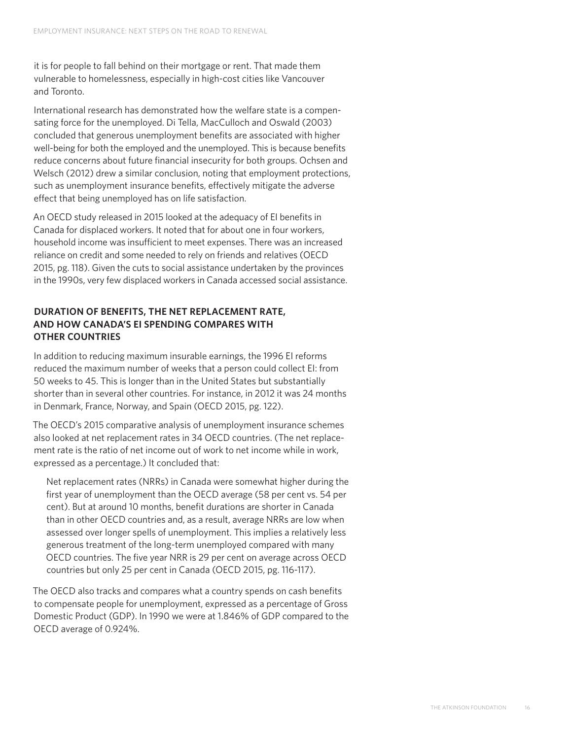it is for people to fall behind on their mortgage or rent. That made them vulnerable to homelessness, especially in high-cost cities like Vancouver and Toronto.

International research has demonstrated how the welfare state is a compensating force for the unemployed. Di Tella, MacCulloch and Oswald (2003) concluded that generous unemployment benefits are associated with higher well-being for both the employed and the unemployed. This is because benefits reduce concerns about future financial insecurity for both groups. Ochsen and Welsch (2012) drew a similar conclusion, noting that employment protections, such as unemployment insurance benefits, effectively mitigate the adverse effect that being unemployed has on life satisfaction.

An OECD study released in 2015 looked at the adequacy of EI benefits in Canada for displaced workers. It noted that for about one in four workers, household income was insufficient to meet expenses. There was an increased reliance on credit and some needed to rely on friends and relatives (OECD 2015, pg. 118). Given the cuts to social assistance undertaken by the provinces in the 1990s, very few displaced workers in Canada accessed social assistance.

### DURATION OF BENEFITS, THE NET REPLACEMENT RATE, AND HOW CANADA'S EI SPENDING COMPARES WITH OTHER COUNTRIES

In addition to reducing maximum insurable earnings, the 1996 EI reforms reduced the maximum number of weeks that a person could collect EI: from 50 weeks to 45. This is longer than in the United States but substantially shorter than in several other countries. For instance, in 2012 it was 24 months in Denmark, France, Norway, and Spain (OECD 2015, pg. 122).

The OECD's 2015 comparative analysis of unemployment insurance schemes also looked at net replacement rates in 34 OECD countries. (The net replacement rate is the ratio of net income out of work to net income while in work, expressed as a percentage.) It concluded that:

> Net replacement rates (NRRs) in Canada were somewhat higher during the first year of unemployment than the OECD average (58 per cent vs. 54 per cent). But at around 10 months, benefit durations are shorter in Canada than in other OECD countries and, as a result, average NRRs are low when assessed over longer spells of unemployment. This implies a relatively less generous treatment of the long-term unemployed compared with many OECD countries. The five year NRR is 29 per cent on average across OECD countries but only 25 per cent in Canada (OECD 2015, pg. 116-117).

The OECD also tracks and compares what a country spends on cash benefits to compensate people for unemployment, expressed as a percentage of Gross Domestic Product (GDP). In 1990 we were at 1.846% of GDP compared to the OECD average of 0.924%.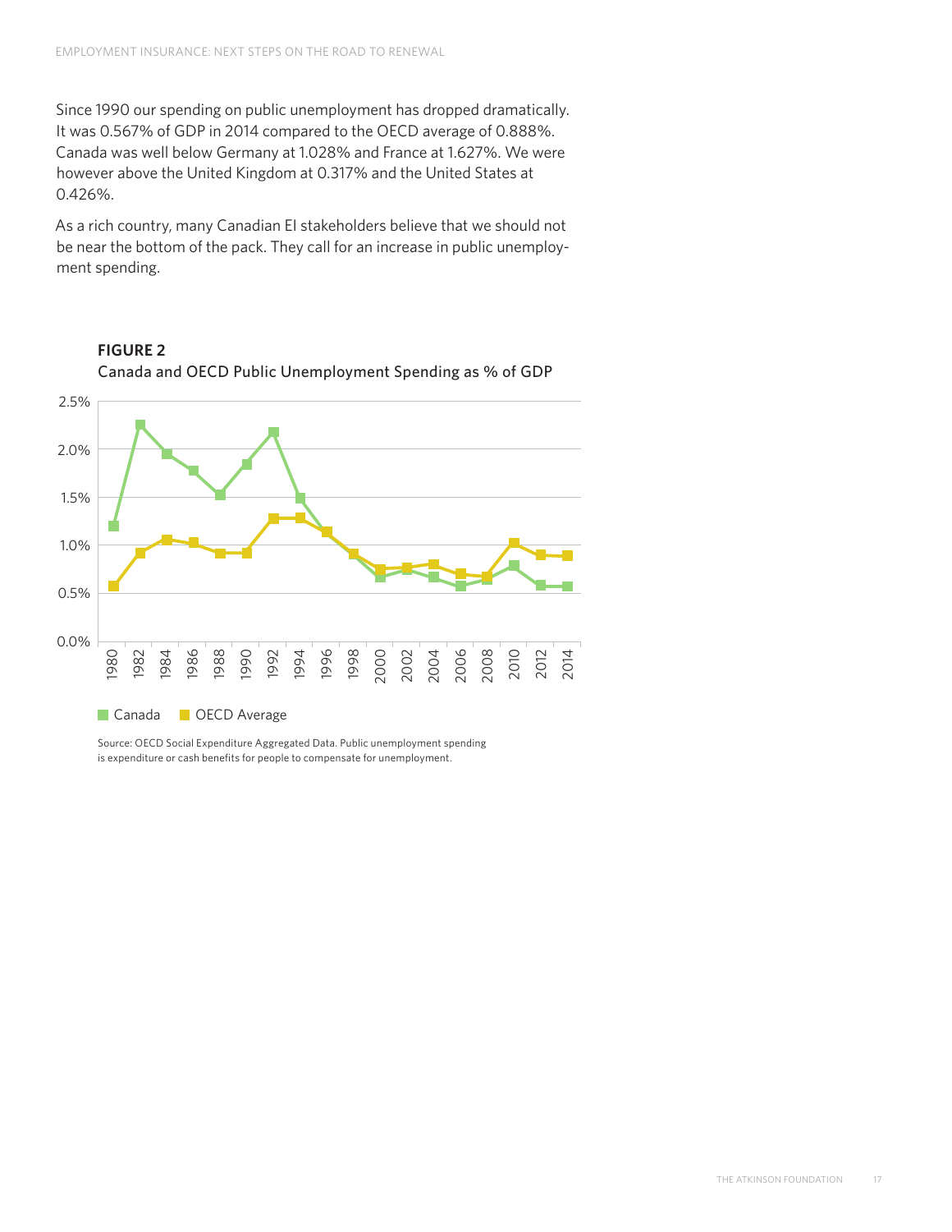Since 1990 our spending on public unemployment has dropped dramatically. It was 0.567% of GDP in 2014 compared to the OECD average of 0.888%. Canada was well below Germany at 1.028% and France at 1.627%. We were however above the United Kingdom at 0.317% and the United States at 0.426%.

As a rich country, many Canadian EI stakeholders believe that we should not be near the bottom of the pack. They call for an increase in public unemployment spending.

**FIGURE 2**

Canada and OECD Public Unemployment Spending as % of GDP

Canada   OECD Average

Source: OECD Social Expenditure Aggregated Data. Public unemployment spending is expenditure or cash benefits for people to compensate for unemployment.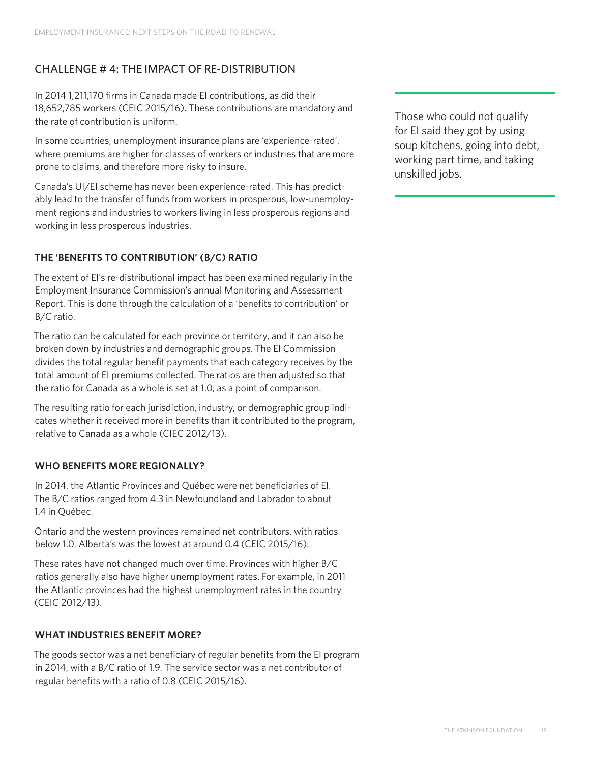## CHALLENGE # 4: THE IMPACT OF RE-DISTRIBUTION

In 2014 1,211,170 firms in Canada made EI contributions, as did their 18,652,785 workers (CEIC 2015/16). These contributions are mandatory and the rate of contribution is uniform.

In some countries, unemployment insurance plans are 'experience-rated', where premiums are higher for classes of workers or industries that are more prone to claims, and therefore more risky to insure.

Canada's UI/EI scheme has never been experience-rated. This has predictably lead to the transfer of funds from workers in prosperous, low-unemployment regions and industries to workers living in less prosperous regions and working in less prosperous industries.

> Those who could not qualify for EI said they got by using soup kitchens, going into debt, working part time, and taking unskilled jobs.

### THE 'BENEFITS TO CONTRIBUTION' (B/C) RATIO

The extent of EI's re-distributional impact has been examined regularly in the Employment Insurance Commission's annual Monitoring and Assessment Report. This is done through the calculation of a 'benefits to contribution' or B/C ratio.

The ratio can be calculated for each province or territory, and it can also be broken down by industries and demographic groups. The EI Commission divides the total regular benefit payments that each category receives by the total amount of EI premiums collected. The ratios are then adjusted so that the ratio for Canada as a whole is set at 1.0, as a point of comparison.

The resulting ratio for each jurisdiction, industry, or demographic group indicates whether it received more in benefits than it contributed to the program, relative to Canada as a whole (CIEC 2012/13).

### WHO BENEFITS MORE REGIONALLY?

In 2014, the Atlantic Provinces and Québec were net beneficiaries of EI. The B/C ratios ranged from 4.3 in Newfoundland and Labrador to about 1.4 in Québec.

Ontario and the western provinces remained net contributors, with ratios below 1.0. Alberta's was the lowest at around 0.4 (CEIC 2015/16).

These rates have not changed much over time. Provinces with higher B/C ratios generally also have higher unemployment rates. For example, in 2011 the Atlantic provinces had the highest unemployment rates in the country (CEIC 2012/13).

### WHAT INDUSTRIES BENEFIT MORE?

The goods sector was a net beneficiary of regular benefits from the EI program in 2014, with a B/C ratio of 1.9. The service sector was a net contributor of regular benefits with a ratio of 0.8 (CEIC 2015/16).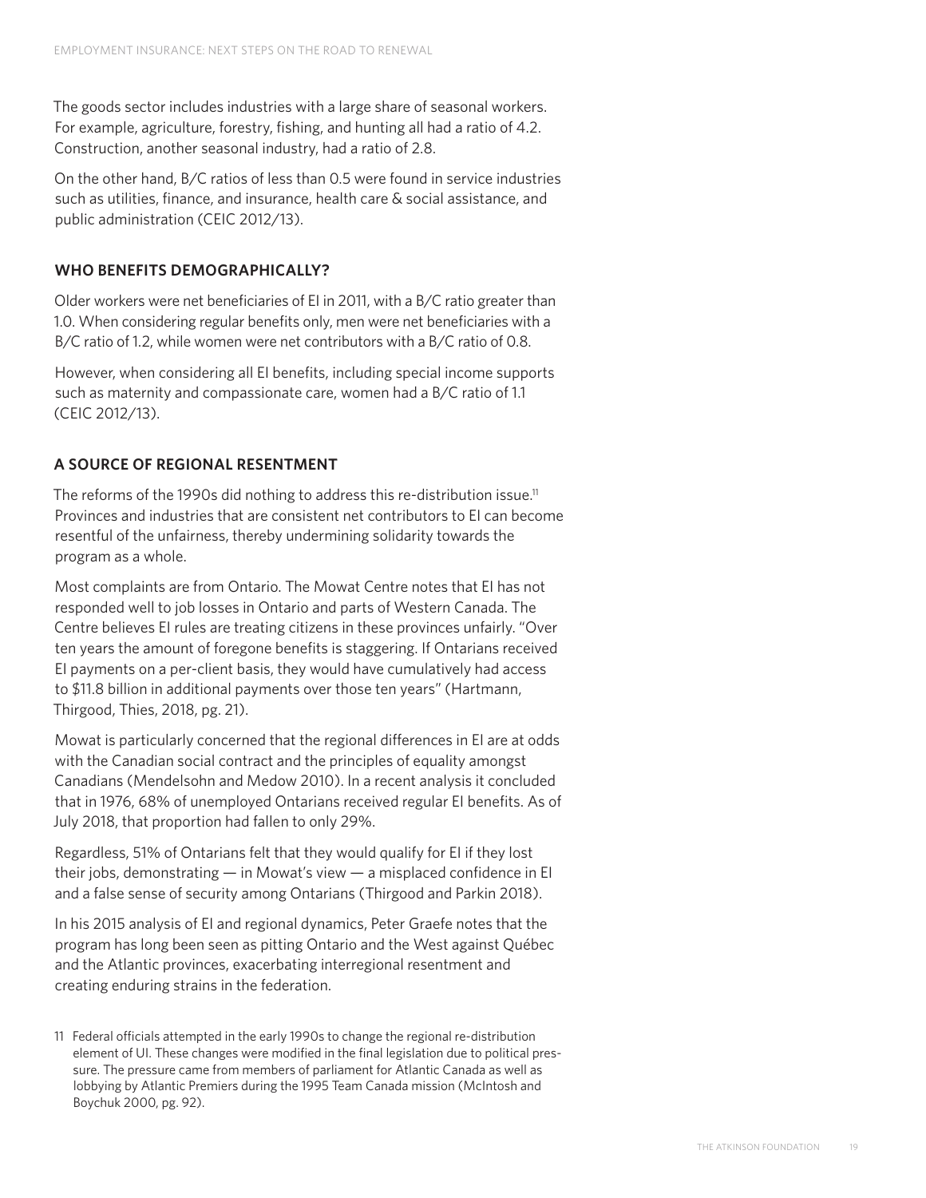The goods sector includes industries with a large share of seasonal workers. For example, agriculture, forestry, fishing, and hunting all had a ratio of 4.2. Construction, another seasonal industry, had a ratio of 2.8.

On the other hand, B/C ratios of less than 0.5 were found in service industries such as utilities, finance, and insurance, health care & social assistance, and public administration (CEIC 2012/13).

## WHO BENEFITS DEMOGRAPHICALLY?

Older workers were net beneficiaries of EI in 2011, with a B/C ratio greater than 1.0. When considering regular benefits only, men were net beneficiaries with a B/C ratio of 1.2, while women were net contributors with a B/C ratio of 0.8.

However, when considering all EI benefits, including special income supports such as maternity and compassionate care, women had a B/C ratio of 1.1 (CEIC 2012/13).

## A SOURCE OF REGIONAL RESENTMENT

The reforms of the 1990s did nothing to address this re-distribution issue.[11] Provinces and industries that are consistent net contributors to EI can become resentful of the unfairness, thereby undermining solidarity towards the program as a whole.

Most complaints are from Ontario. The Mowat Centre notes that EI has not responded well to job losses in Ontario and parts of Western Canada. The Centre believes EI rules are treating citizens in these provinces unfairly. "Over ten years the amount of foregone benefits is staggering. If Ontarians received EI payments on a per-client basis, they would have cumulatively had access to $11.8 billion in additional payments over those ten years" (Hartmann, Thirgood, Thies, 2018, pg. 21).

Mowat is particularly concerned that the regional differences in EI are at odds with the Canadian social contract and the principles of equality amongst Canadians (Mendelsohn and Medow 2010). In a recent analysis it concluded that in 1976, 68% of unemployed Ontarians received regular EI benefits. As of July 2018, that proportion had fallen to only 29%.

Regardless, 51% of Ontarians felt that they would qualify for EI if they lost their jobs, demonstrating — in Mowat's view — a misplaced confidence in EI and a false sense of security among Ontarians (Thirgood and Parkin 2018).

In his 2015 analysis of EI and regional dynamics, Peter Graefe notes that the program has long been seen as pitting Ontario and the West against Québec and the Atlantic provinces, exacerbating interregional resentment and creating enduring strains in the federation.

11 Federal officials attempted in the early 1990s to change the regional re-distribution element of UI. These changes were modified in the final legislation due to political pressure. The pressure came from members of parliament for Atlantic Canada as well as lobbying by Atlantic Premiers during the 1995 Team Canada mission (McIntosh and Boychuk 2000, pg. 92).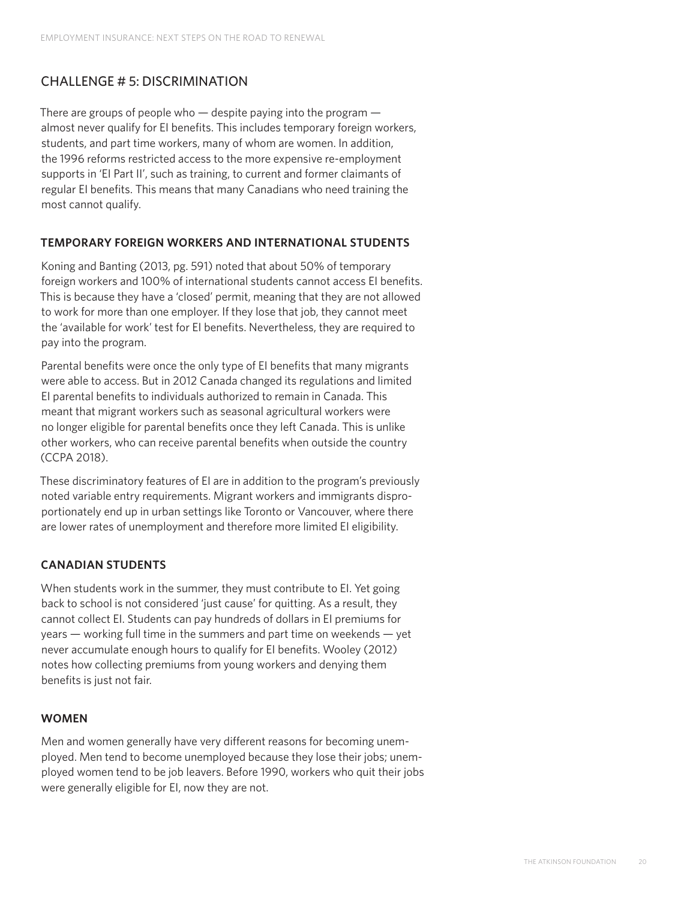## CHALLENGE # 5: DISCRIMINATION

There are groups of people who — despite paying into the program — almost never qualify for EI benefits. This includes temporary foreign workers, students, and part time workers, many of whom are women. In addition, the 1996 reforms restricted access to the more expensive re-employment supports in 'EI Part II', such as training, to current and former claimants of regular EI benefits. This means that many Canadians who need training the most cannot qualify.

### TEMPORARY FOREIGN WORKERS AND INTERNATIONAL STUDENTS

Koning and Banting (2013, pg. 591) noted that about 50% of temporary foreign workers and 100% of international students cannot access EI benefits. This is because they have a 'closed' permit, meaning that they are not allowed to work for more than one employer. If they lose that job, they cannot meet the 'available for work' test for EI benefits. Nevertheless, they are required to pay into the program.

Parental benefits were once the only type of EI benefits that many migrants were able to access. But in 2012 Canada changed its regulations and limited EI parental benefits to individuals authorized to remain in Canada. This meant that migrant workers such as seasonal agricultural workers were no longer eligible for parental benefits once they left Canada. This is unlike other workers, who can receive parental benefits when outside the country (CCPA 2018).

These discriminatory features of EI are in addition to the program's previously noted variable entry requirements. Migrant workers and immigrants disproportionately end up in urban settings like Toronto or Vancouver, where there are lower rates of unemployment and therefore more limited EI eligibility.

### CANADIAN STUDENTS

When students work in the summer, they must contribute to EI. Yet going back to school is not considered 'just cause' for quitting. As a result, they cannot collect EI. Students can pay hundreds of dollars in EI premiums for years — working full time in the summers and part time on weekends — yet never accumulate enough hours to qualify for EI benefits. Wooley (2012) notes how collecting premiums from young workers and denying them benefits is just not fair.

### WOMEN

Men and women generally have very different reasons for becoming unemployed. Men tend to become unemployed because they lose their jobs; unemployed women tend to be job leavers. Before 1990, workers who quit their jobs were generally eligible for EI, now they are not.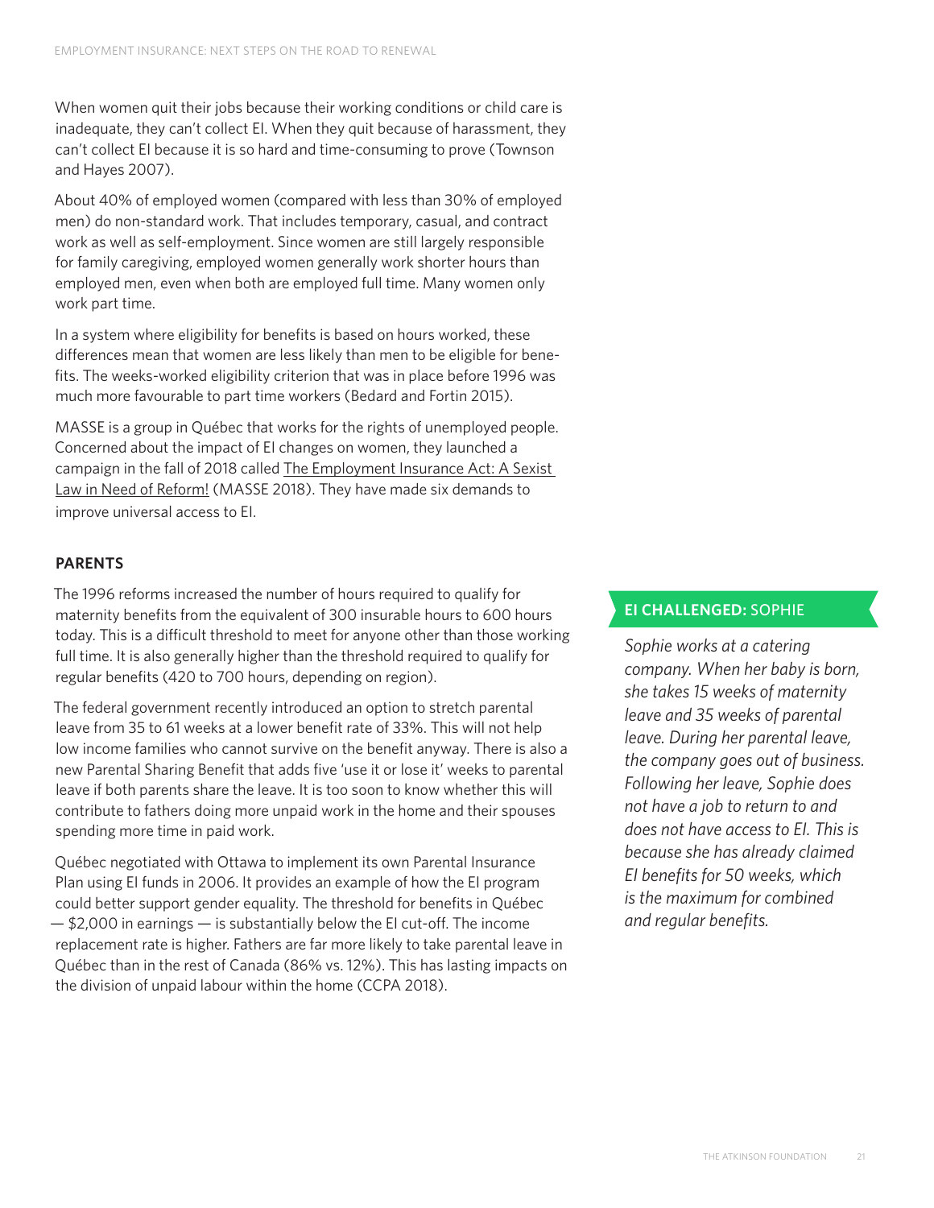When women quit their jobs because their working conditions or child care is inadequate, they can't collect EI. When they quit because of harassment, they can't collect EI because it is so hard and time-consuming to prove (Townson and Hayes 2007).

About 40% of employed women (compared with less than 30% of employed men) do non-standard work. That includes temporary, casual, and contract work as well as self-employment. Since women are still largely responsible for family caregiving, employed women generally work shorter hours than employed men, even when both are employed full time. Many women only work part time.

In a system where eligibility for benefits is based on hours worked, these differences mean that women are less likely than men to be eligible for benefits. The weeks-worked eligibility criterion that was in place before 1996 was much more favourable to part time workers (Bedard and Fortin 2015).

MASSE is a group in Québec that works for the rights of unemployed people. Concerned about the impact of EI changes on women, they launched a campaign in the fall of 2018 called The Employment Insurance Act: A Sexist Law in Need of Reform! (MASSE 2018). They have made six demands to improve universal access to EI.

## PARENTS

The 1996 reforms increased the number of hours required to qualify for maternity benefits from the equivalent of 300 insurable hours to 600 hours today. This is a difficult threshold to meet for anyone other than those working full time. It is also generally higher than the threshold required to qualify for regular benefits (420 to 700 hours, depending on region).

The federal government recently introduced an option to stretch parental leave from 35 to 61 weeks at a lower benefit rate of 33%. This will not help low income families who cannot survive on the benefit anyway. There is also a new Parental Sharing Benefit that adds five 'use it or lose it' weeks to parental leave if both parents share the leave. It is too soon to know whether this will contribute to fathers doing more unpaid work in the home and their spouses spending more time in paid work.

Québec negotiated with Ottawa to implement its own Parental Insurance Plan using EI funds in 2006. It provides an example of how the EI program could better support gender equality. The threshold for benefits in Québec — $2,000 in earnings — is substantially below the EI cut-off. The income replacement rate is higher. Fathers are far more likely to take parental leave in Québec than in the rest of Canada (86% vs. 12%). This has lasting impacts on the division of unpaid labour within the home (CCPA 2018).

### EI CHALLENGED: SOPHIE

*Sophie works at a catering company. When her baby is born, she takes 15 weeks of maternity leave and 35 weeks of parental leave. During her parental leave, the company goes out of business. Following her leave, Sophie does not have a job to return to and does not have access to EI. This is because she has already claimed EI benefits for 50 weeks, which is the maximum for combined and regular benefits.*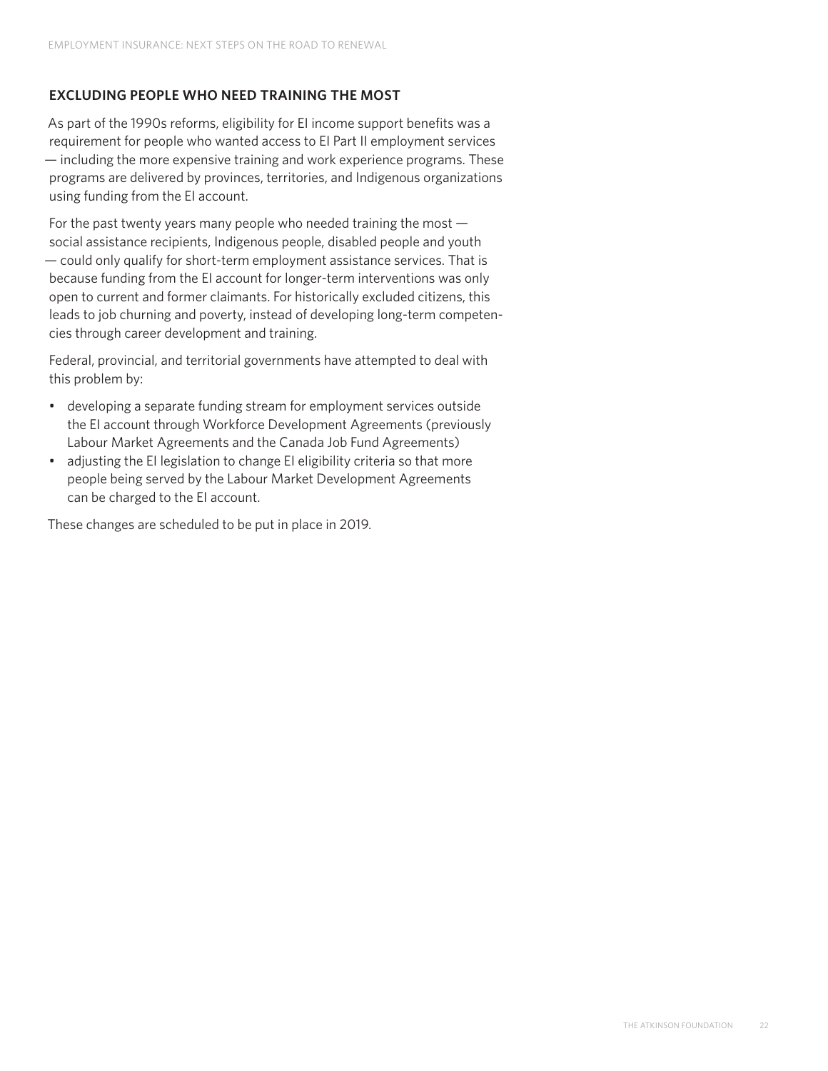## EXCLUDING PEOPLE WHO NEED TRAINING THE MOST

As part of the 1990s reforms, eligibility for EI income support benefits was a requirement for people who wanted access to EI Part II employment services — including the more expensive training and work experience programs. These programs are delivered by provinces, territories, and Indigenous organizations using funding from the EI account.

For the past twenty years many people who needed training the most — social assistance recipients, Indigenous people, disabled people and youth — could only qualify for short-term employment assistance services. That is because funding from the EI account for longer-term interventions was only open to current and former claimants. For historically excluded citizens, this leads to job churning and poverty, instead of developing long-term competencies through career development and training.

Federal, provincial, and territorial governments have attempted to deal with this problem by:

- developing a separate funding stream for employment services outside the EI account through Workforce Development Agreements (previously Labour Market Agreements and the Canada Job Fund Agreements)
- adjusting the EI legislation to change EI eligibility criteria so that more people being served by the Labour Market Development Agreements can be charged to the EI account.

These changes are scheduled to be put in place in 2019.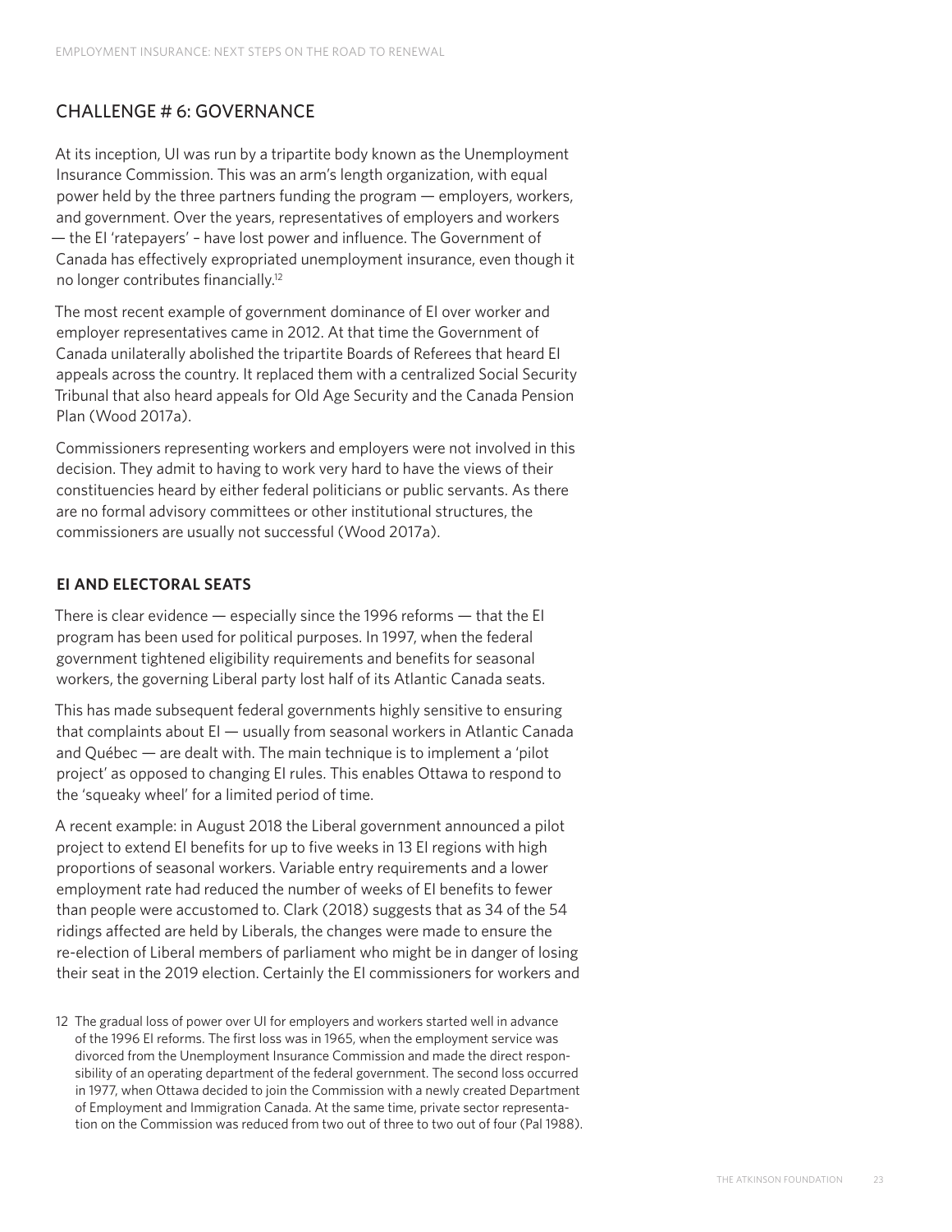## CHALLENGE # 6: GOVERNANCE

At its inception, UI was run by a tripartite body known as the Unemployment Insurance Commission. This was an arm's length organization, with equal power held by the three partners funding the program — employers, workers, and government. Over the years, representatives of employers and workers — the EI 'ratepayers' – have lost power and influence. The Government of Canada has effectively expropriated unemployment insurance, even though it no longer contributes financially.[12]

The most recent example of government dominance of EI over worker and employer representatives came in 2012. At that time the Government of Canada unilaterally abolished the tripartite Boards of Referees that heard EI appeals across the country. It replaced them with a centralized Social Security Tribunal that also heard appeals for Old Age Security and the Canada Pension Plan (Wood 2017a).

Commissioners representing workers and employers were not involved in this decision. They admit to having to work very hard to have the views of their constituencies heard by either federal politicians or public servants. As there are no formal advisory committees or other institutional structures, the commissioners are usually not successful (Wood 2017a).

### EI AND ELECTORAL SEATS

There is clear evidence — especially since the 1996 reforms — that the EI program has been used for political purposes. In 1997, when the federal government tightened eligibility requirements and benefits for seasonal workers, the governing Liberal party lost half of its Atlantic Canada seats.

This has made subsequent federal governments highly sensitive to ensuring that complaints about EI — usually from seasonal workers in Atlantic Canada and Québec — are dealt with. The main technique is to implement a 'pilot project' as opposed to changing EI rules. This enables Ottawa to respond to the 'squeaky wheel' for a limited period of time.

A recent example: in August 2018 the Liberal government announced a pilot project to extend EI benefits for up to five weeks in 13 EI regions with high proportions of seasonal workers. Variable entry requirements and a lower employment rate had reduced the number of weeks of EI benefits to fewer than people were accustomed to. Clark (2018) suggests that as 34 of the 54 ridings affected are held by Liberals, the changes were made to ensure the re-election of Liberal members of parliament who might be in danger of losing their seat in the 2019 election. Certainly the EI commissioners for workers and

12 The gradual loss of power over UI for employers and workers started well in advance of the 1996 EI reforms. The first loss was in 1965, when the employment service was divorced from the Unemployment Insurance Commission and made the direct responsibility of an operating department of the federal government. The second loss occurred in 1977, when Ottawa decided to join the Commission with a newly created Department of Employment and Immigration Canada. At the same time, private sector representation on the Commission was reduced from two out of three to two out of four (Pal 1988).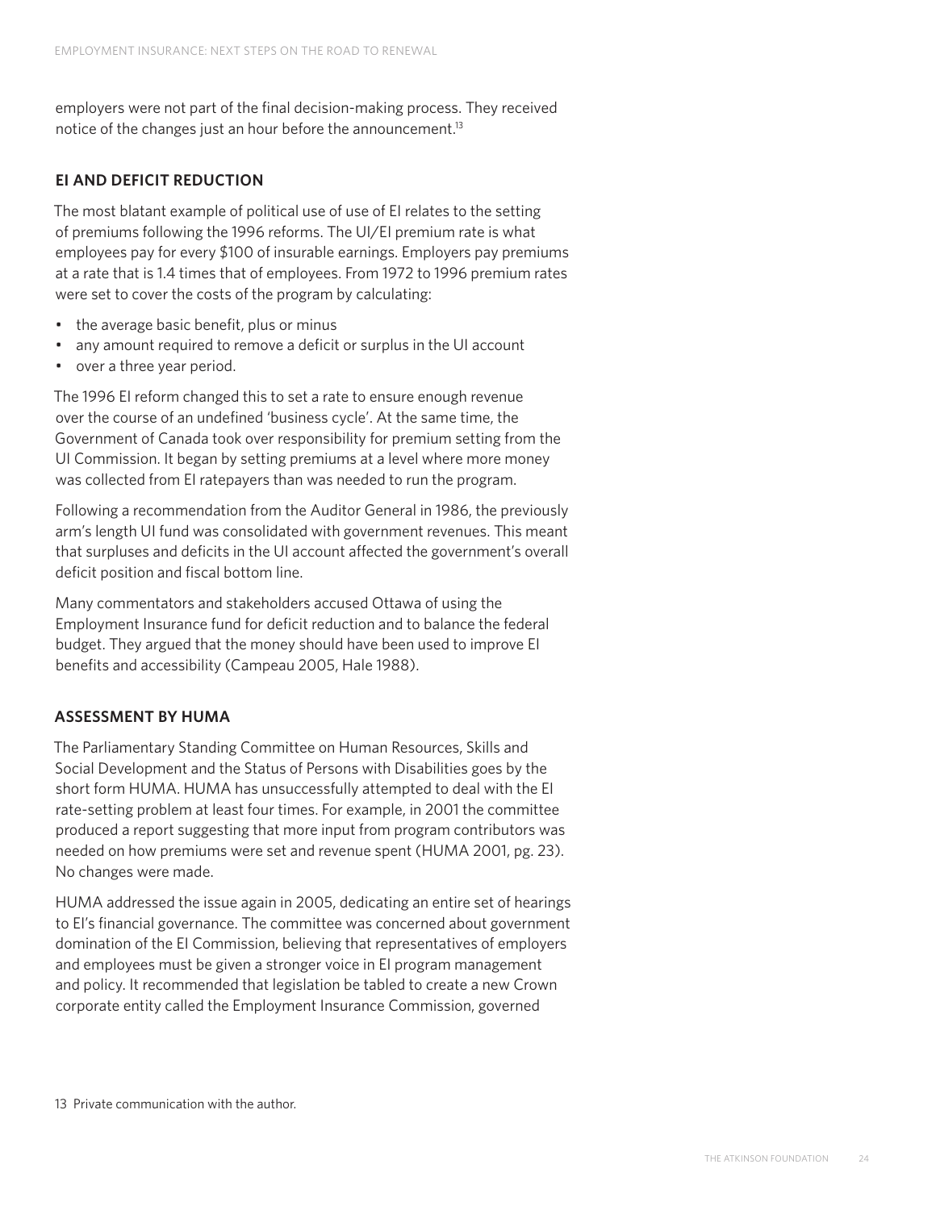employers were not part of the final decision-making process. They received notice of the changes just an hour before the announcement.[13]

## EI AND DEFICIT REDUCTION

The most blatant example of political use of use of EI relates to the setting of premiums following the 1996 reforms. The UI/EI premium rate is what employees pay for every $100 of insurable earnings. Employers pay premiums at a rate that is 1.4 times that of employees. From 1972 to 1996 premium rates were set to cover the costs of the program by calculating:

- the average basic benefit, plus or minus
- any amount required to remove a deficit or surplus in the UI account
- over a three year period.

The 1996 EI reform changed this to set a rate to ensure enough revenue over the course of an undefined 'business cycle'. At the same time, the Government of Canada took over responsibility for premium setting from the UI Commission. It began by setting premiums at a level where more money was collected from EI ratepayers than was needed to run the program.

Following a recommendation from the Auditor General in 1986, the previously arm's length UI fund was consolidated with government revenues. This meant that surpluses and deficits in the UI account affected the government's overall deficit position and fiscal bottom line.

Many commentators and stakeholders accused Ottawa of using the Employment Insurance fund for deficit reduction and to balance the federal budget. They argued that the money should have been used to improve EI benefits and accessibility (Campeau 2005, Hale 1988).

## ASSESSMENT BY HUMA

The Parliamentary Standing Committee on Human Resources, Skills and Social Development and the Status of Persons with Disabilities goes by the short form HUMA. HUMA has unsuccessfully attempted to deal with the EI rate-setting problem at least four times. For example, in 2001 the committee produced a report suggesting that more input from program contributors was needed on how premiums were set and revenue spent (HUMA 2001, pg. 23). No changes were made.

HUMA addressed the issue again in 2005, dedicating an entire set of hearings to EI's financial governance. The committee was concerned about government domination of the EI Commission, believing that representatives of employers and employees must be given a stronger voice in EI program management and policy. It recommended that legislation be tabled to create a new Crown corporate entity called the Employment Insurance Commission, governed

13 Private communication with the author.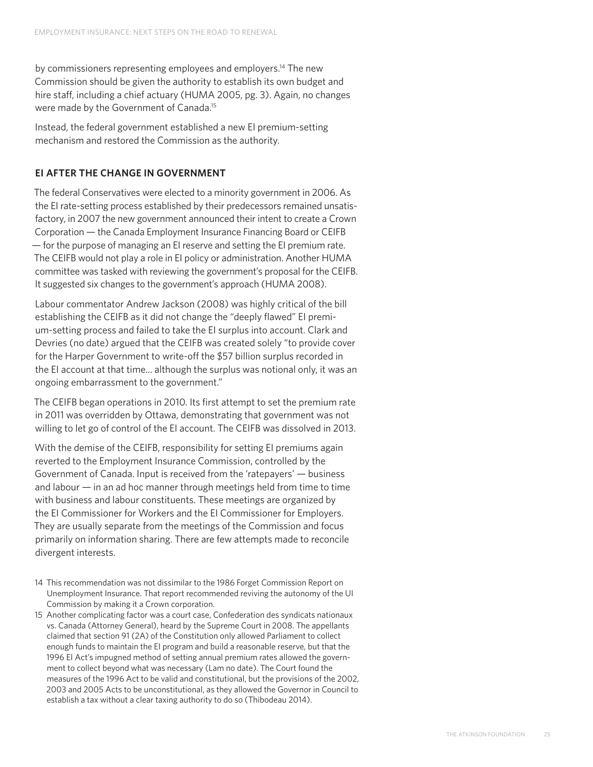by commissioners representing employees and employers.[14] The new Commission should be given the authority to establish its own budget and hire staff, including a chief actuary (HUMA 2005, pg. 3). Again, no changes were made by the Government of Canada.[15]

Instead, the federal government established a new EI premium-setting mechanism and restored the Commission as the authority.

## EI AFTER THE CHANGE IN GOVERNMENT

The federal Conservatives were elected to a minority government in 2006. As the EI rate-setting process established by their predecessors remained unsatisfactory, in 2007 the new government announced their intent to create a Crown Corporation — the Canada Employment Insurance Financing Board or CEIFB — for the purpose of managing an EI reserve and setting the EI premium rate. The CEIFB would not play a role in EI policy or administration. Another HUMA committee was tasked with reviewing the government's proposal for the CEIFB. It suggested six changes to the government's approach (HUMA 2008).

Labour commentator Andrew Jackson (2008) was highly critical of the bill establishing the CEIFB as it did not change the "deeply flawed" EI premium-setting process and failed to take the EI surplus into account. Clark and Devries (no date) argued that the CEIFB was created solely "to provide cover for the Harper Government to write-off the $57 billion surplus recorded in the EI account at that time... although the surplus was notional only, it was an ongoing embarrassment to the government."

The CEIFB began operations in 2010. Its first attempt to set the premium rate in 2011 was overridden by Ottawa, demonstrating that government was not willing to let go of control of the EI account. The CEIFB was dissolved in 2013.

With the demise of the CEIFB, responsibility for setting EI premiums again reverted to the Employment Insurance Commission, controlled by the Government of Canada. Input is received from the 'ratepayers' — business and labour — in an ad hoc manner through meetings held from time to time with business and labour constituents. These meetings are organized by the EI Commissioner for Workers and the EI Commissioner for Employers. They are usually separate from the meetings of the Commission and focus primarily on information sharing. There are few attempts made to reconcile divergent interests.

14 This recommendation was not dissimilar to the 1986 Forget Commission Report on Unemployment Insurance. That report recommended reviving the autonomy of the UI Commission by making it a Crown corporation.

15 Another complicating factor was a court case, Confederation des syndicats nationaux vs. Canada (Attorney General), heard by the Supreme Court in 2008. The appellants claimed that section 91 (2A) of the Constitution only allowed Parliament to collect enough funds to maintain the EI program and build a reasonable reserve, but that the 1996 EI Act's impugned method of setting annual premium rates allowed the government to collect beyond what was necessary (Lam no date). The Court found the measures of the 1996 Act to be valid and constitutional, but the provisions of the 2002, 2003 and 2005 Acts to be unconstitutional, as they allowed the Governor in Council to establish a tax without a clear taxing authority to do so (Thibodeau 2014).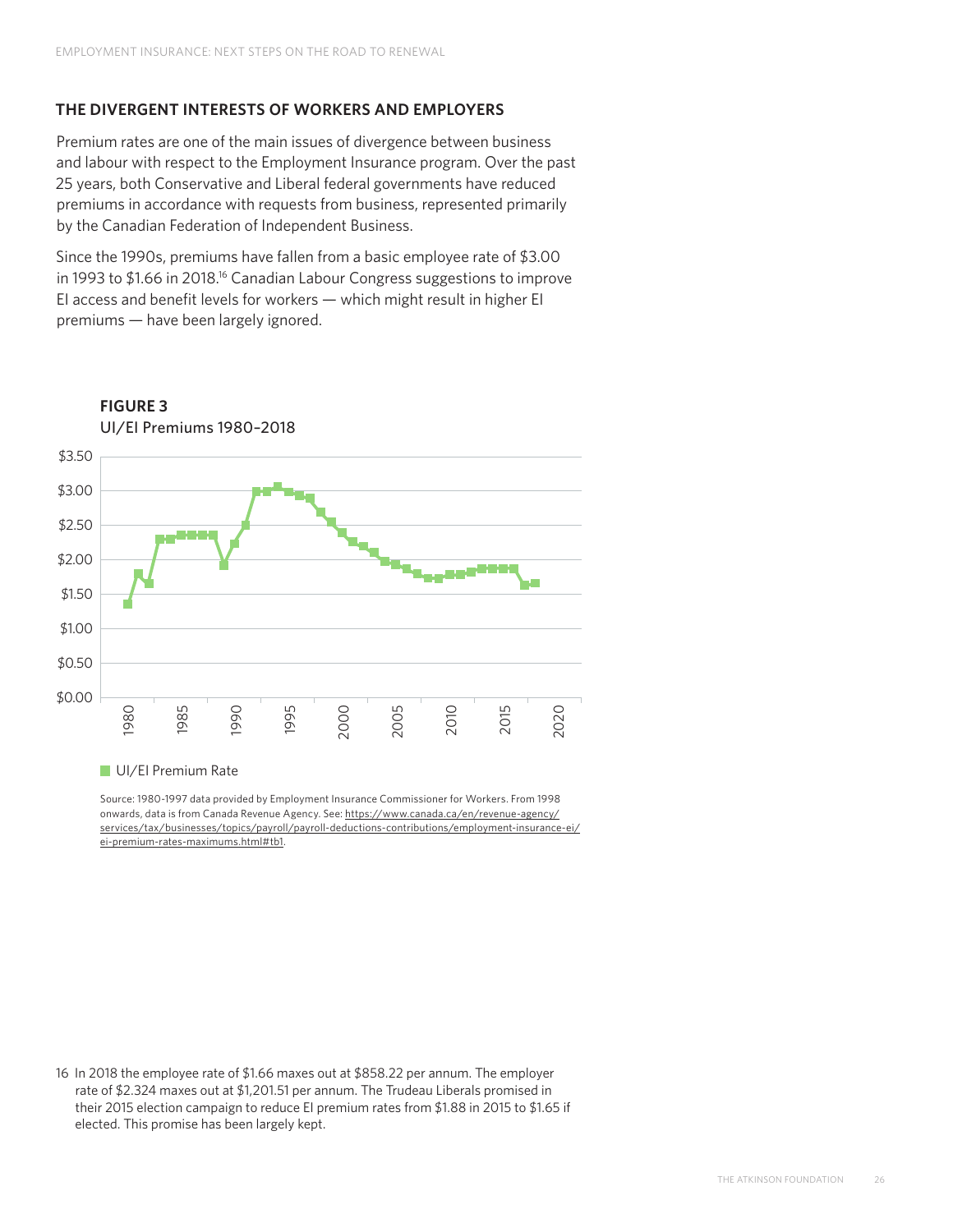## THE DIVERGENT INTERESTS OF WORKERS AND EMPLOYERS

Premium rates are one of the main issues of divergence between business and labour with respect to the Employment Insurance program. Over the past 25 years, both Conservative and Liberal federal governments have reduced premiums in accordance with requests from business, represented primarily by the Canadian Federation of Independent Business.

Since the 1990s, premiums have fallen from a basic employee rate of $3.00 in 1993 to $1.66 in 2018.[16] Canadian Labour Congress suggestions to improve EI access and benefit levels for workers — which might result in higher EI premiums — have been largely ignored.

**FIGURE 3**
UI/EI Premiums 1980–2018

Source: 1980-1997 data provided by Employment Insurance Commissioner for Workers. From 1998 onwards, data is from Canada Revenue Agency. See: https://www.canada.ca/en/revenue-agency/services/tax/businesses/topics/payroll/payroll-deductions-contributions/employment-insurance-ei/ei-premium-rates-maximums.html#tb1.

16 In 2018 the employee rate of $1.66 maxes out at $858.22 per annum. The employer rate of $2.324 maxes out at $1,201.51 per annum. The Trudeau Liberals promised in their 2015 election campaign to reduce EI premium rates from $1.88 in 2015 to $1.65 if elected. This promise has been largely kept.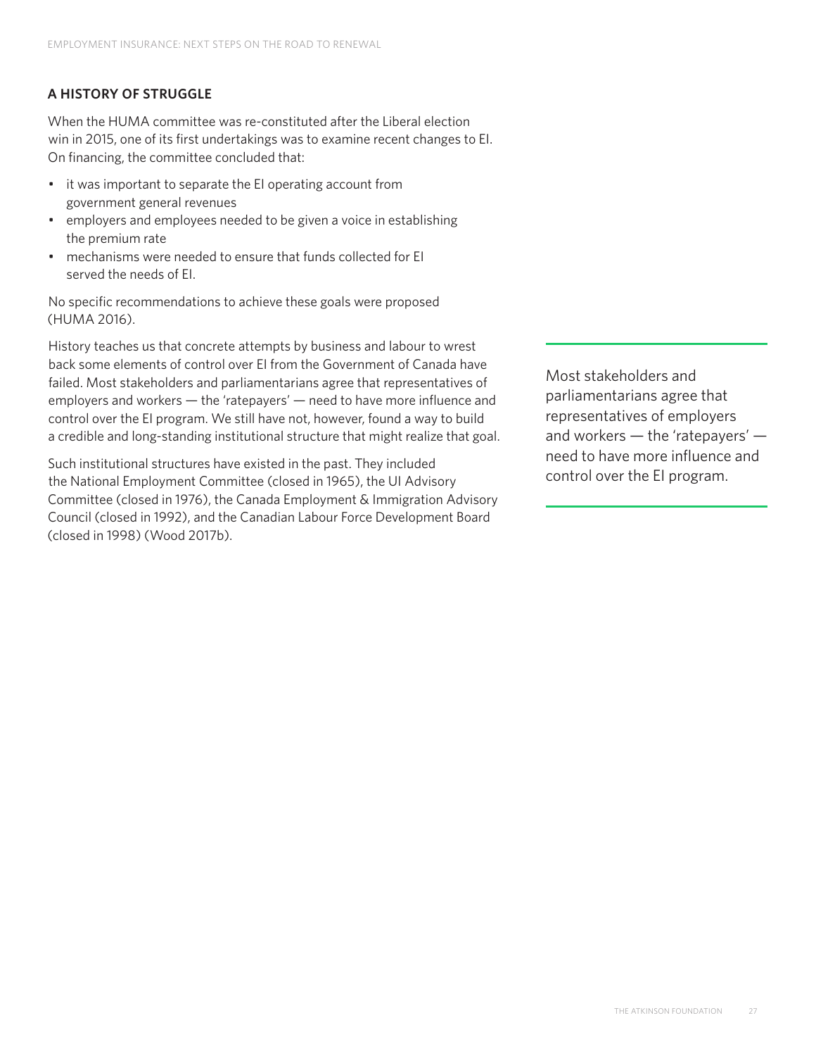## A HISTORY OF STRUGGLE

When the HUMA committee was re-constituted after the Liberal election win in 2015, one of its first undertakings was to examine recent changes to EI. On financing, the committee concluded that:

- it was important to separate the EI operating account from government general revenues
- employers and employees needed to be given a voice in establishing the premium rate
- mechanisms were needed to ensure that funds collected for EI served the needs of EI.

No specific recommendations to achieve these goals were proposed (HUMA 2016).

History teaches us that concrete attempts by business and labour to wrest back some elements of control over EI from the Government of Canada have failed. Most stakeholders and parliamentarians agree that representatives of employers and workers — the 'ratepayers' — need to have more influence and control over the EI program. We still have not, however, found a way to build a credible and long-standing institutional structure that might realize that goal.

> Most stakeholders and parliamentarians agree that representatives of employers and workers — the 'ratepayers' — need to have more influence and control over the EI program.

Such institutional structures have existed in the past. They included the National Employment Committee (closed in 1965), the UI Advisory Committee (closed in 1976), the Canada Employment & Immigration Advisory Council (closed in 1992), and the Canadian Labour Force Development Board (closed in 1998) (Wood 2017b).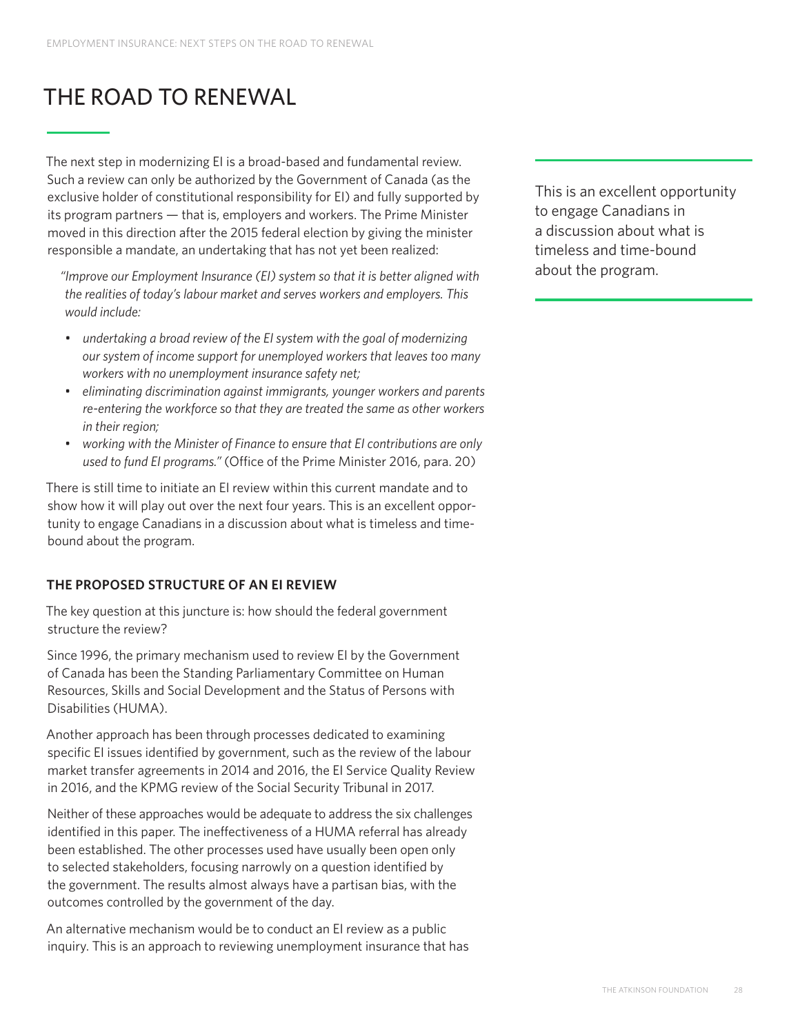# THE ROAD TO RENEWAL

The next step in modernizing EI is a broad-based and fundamental review. Such a review can only be authorized by the Government of Canada (as the exclusive holder of constitutional responsibility for EI) and fully supported by its program partners — that is, employers and workers. The Prime Minister moved in this direction after the 2015 federal election by giving the minister responsible a mandate, an undertaking that has not yet been realized:

> *"Improve our Employment Insurance (EI) system so that it is better aligned with the realities of today's labour market and serves workers and employers. This would include:*
>
> - *undertaking a broad review of the EI system with the goal of modernizing our system of income support for unemployed workers that leaves too many workers with no unemployment insurance safety net;*
> - *eliminating discrimination against immigrants, younger workers and parents re-entering the workforce so that they are treated the same as other workers in their region;*
> - *working with the Minister of Finance to ensure that EI contributions are only used to fund EI programs."* (Office of the Prime Minister 2016, para. 20)

There is still time to initiate an EI review within this current mandate and to show how it will play out over the next four years. This is an excellent opportunity to engage Canadians in a discussion about what is timeless and time-bound about the program.

> This is an excellent opportunity to engage Canadians in a discussion about what is timeless and time-bound about the program.

### THE PROPOSED STRUCTURE OF AN EI REVIEW

The key question at this juncture is: how should the federal government structure the review?

Since 1996, the primary mechanism used to review EI by the Government of Canada has been the Standing Parliamentary Committee on Human Resources, Skills and Social Development and the Status of Persons with Disabilities (HUMA).

Another approach has been through processes dedicated to examining specific EI issues identified by government, such as the review of the labour market transfer agreements in 2014 and 2016, the EI Service Quality Review in 2016, and the KPMG review of the Social Security Tribunal in 2017.

Neither of these approaches would be adequate to address the six challenges identified in this paper. The ineffectiveness of a HUMA referral has already been established. The other processes used have usually been open only to selected stakeholders, focusing narrowly on a question identified by the government. The results almost always have a partisan bias, with the outcomes controlled by the government of the day.

An alternative mechanism would be to conduct an EI review as a public inquiry. This is an approach to reviewing unemployment insurance that has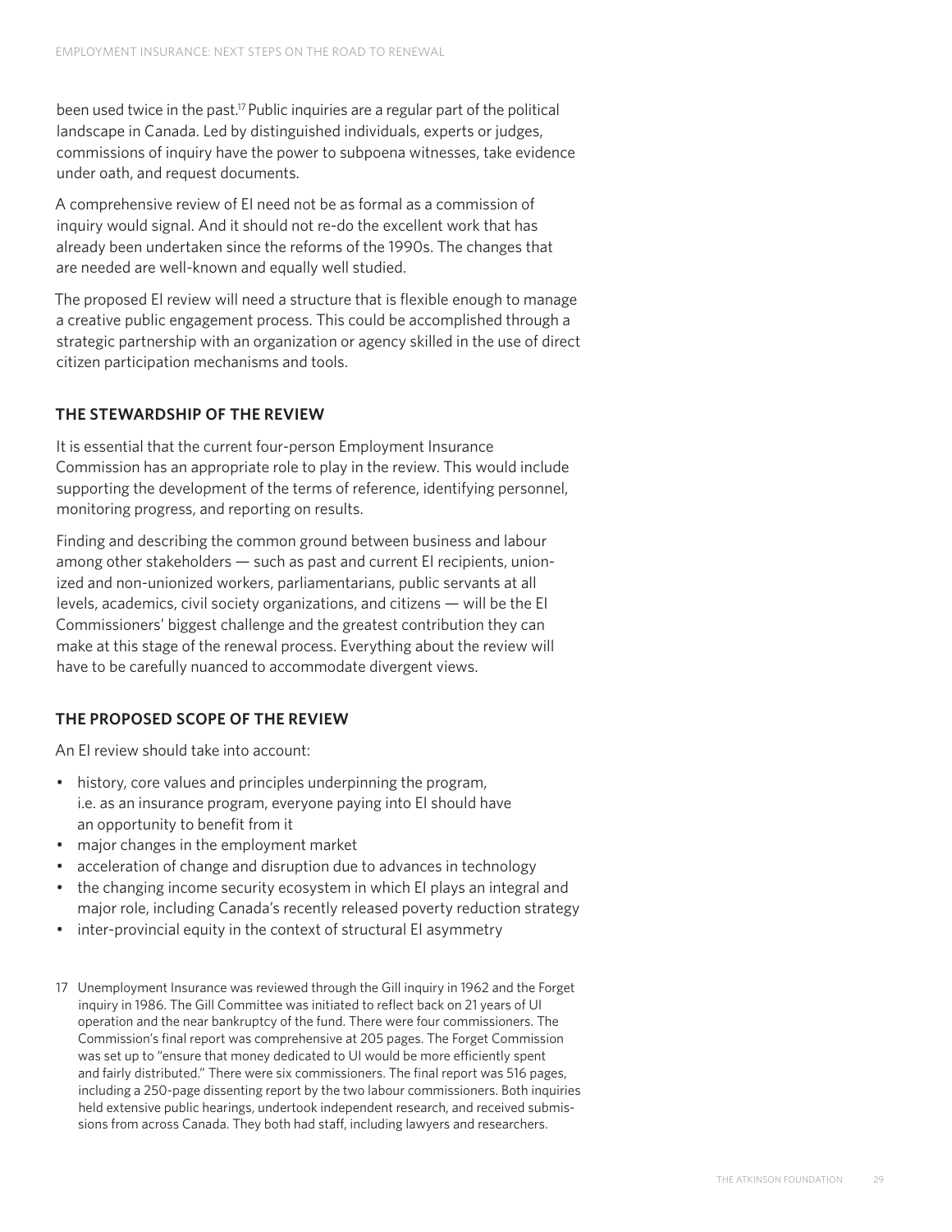been used twice in the past.[17] Public inquiries are a regular part of the political landscape in Canada. Led by distinguished individuals, experts or judges, commissions of inquiry have the power to subpoena witnesses, take evidence under oath, and request documents.

A comprehensive review of EI need not be as formal as a commission of inquiry would signal. And it should not re-do the excellent work that has already been undertaken since the reforms of the 1990s. The changes that are needed are well-known and equally well studied.

The proposed EI review will need a structure that is flexible enough to manage a creative public engagement process. This could be accomplished through a strategic partnership with an organization or agency skilled in the use of direct citizen participation mechanisms and tools.

### THE STEWARDSHIP OF THE REVIEW

It is essential that the current four-person Employment Insurance Commission has an appropriate role to play in the review. This would include supporting the development of the terms of reference, identifying personnel, monitoring progress, and reporting on results.

Finding and describing the common ground between business and labour among other stakeholders — such as past and current EI recipients, unionized and non-unionized workers, parliamentarians, public servants at all levels, academics, civil society organizations, and citizens — will be the EI Commissioners' biggest challenge and the greatest contribution they can make at this stage of the renewal process. Everything about the review will have to be carefully nuanced to accommodate divergent views.

### THE PROPOSED SCOPE OF THE REVIEW

An EI review should take into account:

- history, core values and principles underpinning the program, i.e. as an insurance program, everyone paying into EI should have an opportunity to benefit from it
- major changes in the employment market
- acceleration of change and disruption due to advances in technology
- the changing income security ecosystem in which EI plays an integral and major role, including Canada's recently released poverty reduction strategy
- inter-provincial equity in the context of structural EI asymmetry

17 Unemployment Insurance was reviewed through the Gill inquiry in 1962 and the Forget inquiry in 1986. The Gill Committee was initiated to reflect back on 21 years of UI operation and the near bankruptcy of the fund. There were four commissioners. The Commission's final report was comprehensive at 205 pages. The Forget Commission was set up to "ensure that money dedicated to UI would be more efficiently spent and fairly distributed." There were six commissioners. The final report was 516 pages, including a 250-page dissenting report by the two labour commissioners. Both inquiries held extensive public hearings, undertook independent research, and received submissions from across Canada. They both had staff, including lawyers and researchers.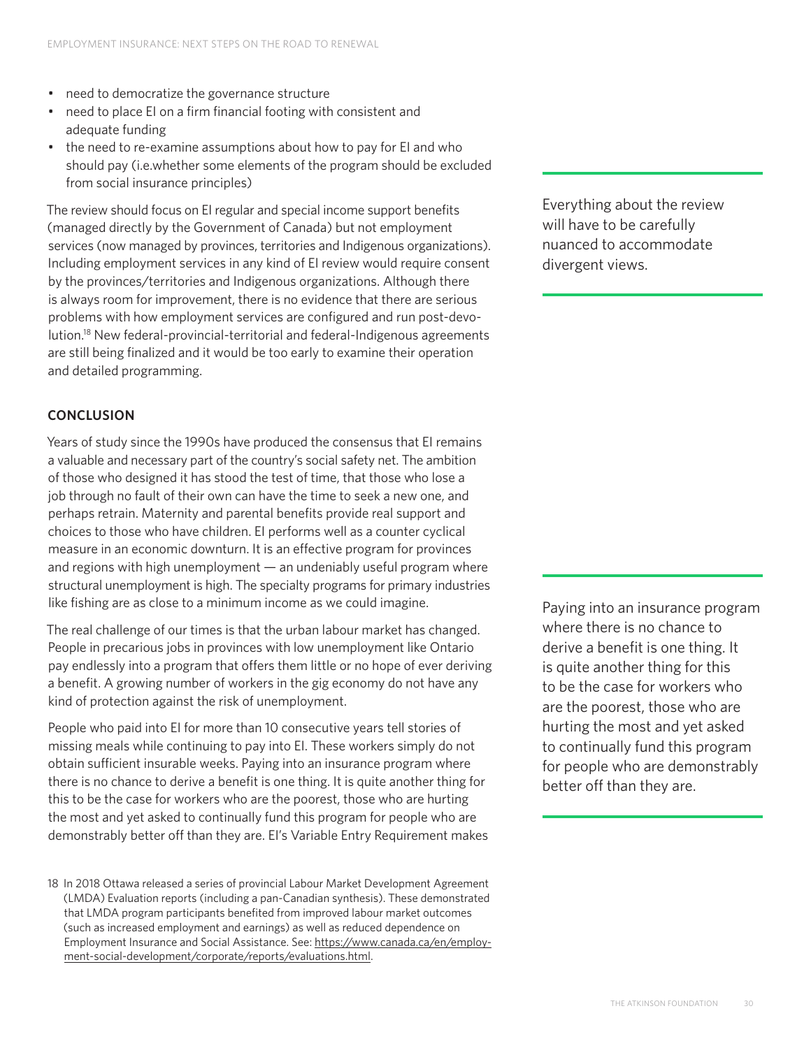- need to democratize the governance structure
- need to place EI on a firm financial footing with consistent and adequate funding
- the need to re-examine assumptions about how to pay for EI and who should pay (i.e.whether some elements of the program should be excluded from social insurance principles)

The review should focus on EI regular and special income support benefits (managed directly by the Government of Canada) but not employment services (now managed by provinces, territories and Indigenous organizations). Including employment services in any kind of EI review would require consent by the provinces/territories and Indigenous organizations. Although there is always room for improvement, there is no evidence that there are serious problems with how employment services are configured and run post-devolution.[18] New federal-provincial-territorial and federal-Indigenous agreements are still being finalized and it would be too early to examine their operation and detailed programming.

> Everything about the review will have to be carefully nuanced to accommodate divergent views.

## CONCLUSION

Years of study since the 1990s have produced the consensus that EI remains a valuable and necessary part of the country's social safety net. The ambition of those who designed it has stood the test of time, that those who lose a job through no fault of their own can have the time to seek a new one, and perhaps retrain. Maternity and parental benefits provide real support and choices to those who have children. EI performs well as a counter cyclical measure in an economic downturn. It is an effective program for provinces and regions with high unemployment — an undeniably useful program where structural unemployment is high. The specialty programs for primary industries like fishing are as close to a minimum income as we could imagine.

The real challenge of our times is that the urban labour market has changed. People in precarious jobs in provinces with low unemployment like Ontario pay endlessly into a program that offers them little or no hope of ever deriving a benefit. A growing number of workers in the gig economy do not have any kind of protection against the risk of unemployment.

People who paid into EI for more than 10 consecutive years tell stories of missing meals while continuing to pay into EI. These workers simply do not obtain sufficient insurable weeks. Paying into an insurance program where there is no chance to derive a benefit is one thing. It is quite another thing for this to be the case for workers who are the poorest, those who are hurting the most and yet asked to continually fund this program for people who are demonstrably better off than they are. EI's Variable Entry Requirement makes

> Paying into an insurance program where there is no chance to derive a benefit is one thing. It is quite another thing for this to be the case for workers who are the poorest, those who are hurting the most and yet asked to continually fund this program for people who are demonstrably better off than they are.

18 In 2018 Ottawa released a series of provincial Labour Market Development Agreement (LMDA) Evaluation reports (including a pan-Canadian synthesis). These demonstrated that LMDA program participants benefited from improved labour market outcomes (such as increased employment and earnings) as well as reduced dependence on Employment Insurance and Social Assistance. See: https://www.canada.ca/en/employment-social-development/corporate/reports/evaluations.html.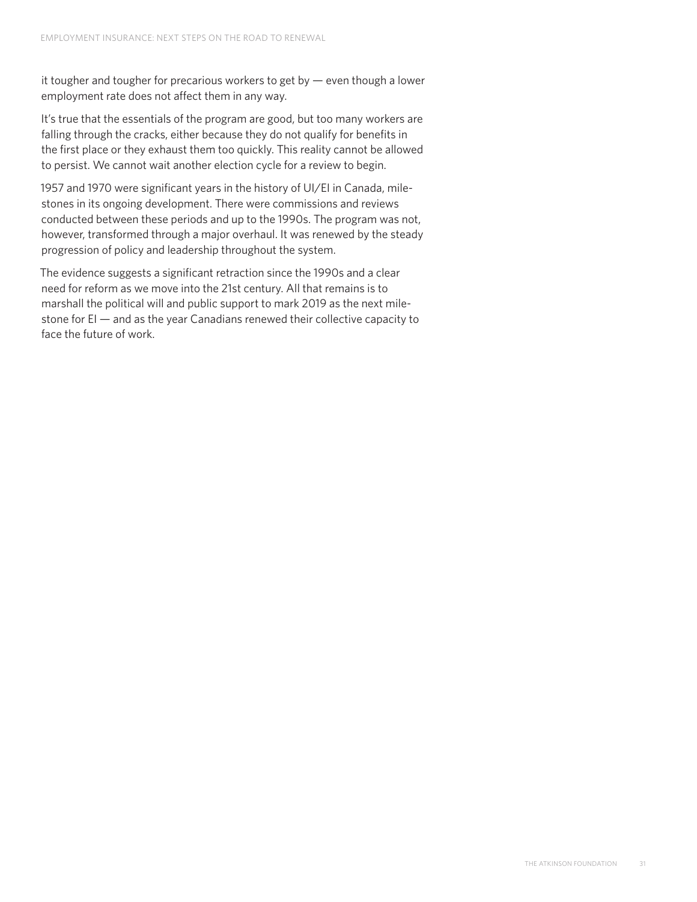it tougher and tougher for precarious workers to get by — even though a lower employment rate does not affect them in any way.

It's true that the essentials of the program are good, but too many workers are falling through the cracks, either because they do not qualify for benefits in the first place or they exhaust them too quickly. This reality cannot be allowed to persist. We cannot wait another election cycle for a review to begin.

1957 and 1970 were significant years in the history of UI/EI in Canada, milestones in its ongoing development. There were commissions and reviews conducted between these periods and up to the 1990s. The program was not, however, transformed through a major overhaul. It was renewed by the steady progression of policy and leadership throughout the system.

The evidence suggests a significant retraction since the 1990s and a clear need for reform as we move into the 21st century. All that remains is to marshall the political will and public support to mark 2019 as the next milestone for EI — and as the year Canadians renewed their collective capacity to face the future of work.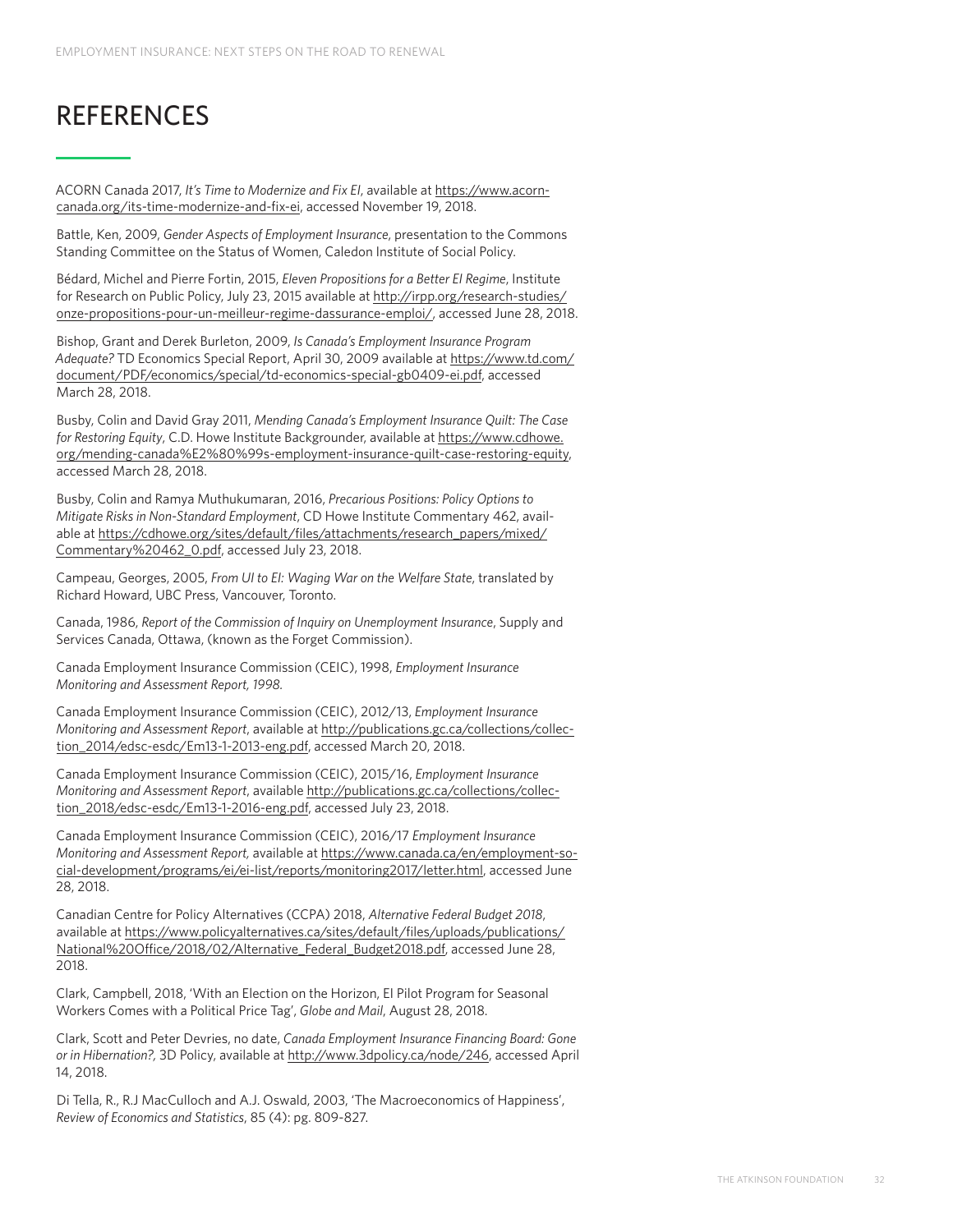# REFERENCES

ACORN Canada 2017, *It's Time to Modernize and Fix EI*, available at https://www.acorn-canada.org/its-time-modernize-and-fix-ei, accessed November 19, 2018.

Battle, Ken, 2009, *Gender Aspects of Employment Insurance*, presentation to the Commons Standing Committee on the Status of Women, Caledon Institute of Social Policy.

Bédard, Michel and Pierre Fortin, 2015, *Eleven Propositions for a Better EI Regime*, Institute for Research on Public Policy, July 23, 2015 available at http://irpp.org/research-studies/onze-propositions-pour-un-meilleur-regime-dassurance-emploi/, accessed June 28, 2018.

Bishop, Grant and Derek Burleton, 2009, *Is Canada's Employment Insurance Program Adequate?* TD Economics Special Report, April 30, 2009 available at https://www.td.com/document/PDF/economics/special/td-economics-special-gb0409-ei.pdf, accessed March 28, 2018.

Busby, Colin and David Gray 2011, *Mending Canada's Employment Insurance Quilt: The Case for Restoring Equity*, C.D. Howe Institute Backgrounder, available at https://www.cdhowe.org/mending-canada%E2%80%99s-employment-insurance-quilt-case-restoring-equity, accessed March 28, 2018.

Busby, Colin and Ramya Muthukumaran, 2016, *Precarious Positions: Policy Options to Mitigate Risks in Non-Standard Employment*, CD Howe Institute Commentary 462, available at https://cdhowe.org/sites/default/files/attachments/research_papers/mixed/Commentary%20462_0.pdf, accessed July 23, 2018.

Campeau, Georges, 2005, *From UI to EI: Waging War on the Welfare State*, translated by Richard Howard, UBC Press, Vancouver, Toronto.

Canada, 1986, *Report of the Commission of Inquiry on Unemployment Insurance*, Supply and Services Canada, Ottawa, (known as the Forget Commission).

Canada Employment Insurance Commission (CEIC), 1998, *Employment Insurance Monitoring and Assessment Report, 1998*.

Canada Employment Insurance Commission (CEIC), 2012/13, *Employment Insurance Monitoring and Assessment Report*, available at http://publications.gc.ca/collections/collection_2014/edsc-esdc/Em13-1-2013-eng.pdf, accessed March 20, 2018.

Canada Employment Insurance Commission (CEIC), 2015/16, *Employment Insurance Monitoring and Assessment Report*, available http://publications.gc.ca/collections/collection_2018/edsc-esdc/Em13-1-2016-eng.pdf, accessed July 23, 2018.

Canada Employment Insurance Commission (CEIC), 2016/17 *Employment Insurance Monitoring and Assessment Report,* available at https://www.canada.ca/en/employment-social-development/programs/ei/ei-list/reports/monitoring2017/letter.html, accessed June 28, 2018.

Canadian Centre for Policy Alternatives (CCPA) 2018, *Alternative Federal Budget 2018*, available at https://www.policyalternatives.ca/sites/default/files/uploads/publications/National%20Office/2018/02/Alternative_Federal_Budget2018.pdf, accessed June 28, 2018.

Clark, Campbell, 2018, 'With an Election on the Horizon, EI Pilot Program for Seasonal Workers Comes with a Political Price Tag', *Globe and Mail*, August 28, 2018.

Clark, Scott and Peter Devries, no date, *Canada Employment Insurance Financing Board: Gone or in Hibernation?,* 3D Policy, available at http://www.3dpolicy.ca/node/246, accessed April 14, 2018.

Di Tella, R., R.J MacCulloch and A.J. Oswald, 2003, 'The Macroeconomics of Happiness', *Review of Economics and Statistics*, 85 (4): pg. 809-827.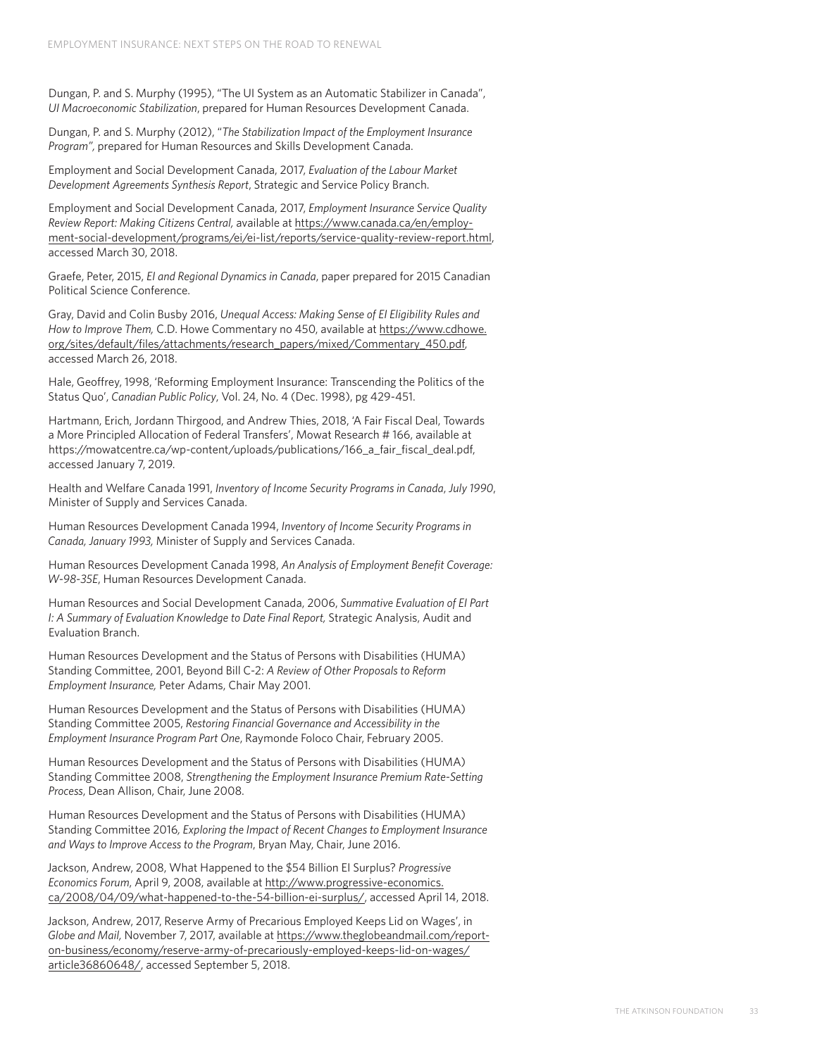Dungan, P. and S. Murphy (1995), "The UI System as an Automatic Stabilizer in Canada", *UI Macroeconomic Stabilization*, prepared for Human Resources Development Canada.

Dungan, P. and S. Murphy (2012), "*The Stabilization Impact of the Employment Insurance Program",* prepared for Human Resources and Skills Development Canada.

Employment and Social Development Canada, 2017, *Evaluation of the Labour Market Development Agreements Synthesis Report*, Strategic and Service Policy Branch.

Employment and Social Development Canada, 2017, *Employment Insurance Service Quality Review Report: Making Citizens Central,* available at https://www.canada.ca/en/employment-social-development/programs/ei/ei-list/reports/service-quality-review-report.html, accessed March 30, 2018.

Graefe, Peter, 2015, *EI and Regional Dynamics in Canada*, paper prepared for 2015 Canadian Political Science Conference.

Gray, David and Colin Busby 2016, *Unequal Access: Making Sense of EI Eligibility Rules and How to Improve Them,* C.D. Howe Commentary no 450, available at https://www.cdhowe.org/sites/default/files/attachments/research_papers/mixed/Commentary_450.pdf, accessed March 26, 2018.

Hale, Geoffrey, 1998, 'Reforming Employment Insurance: Transcending the Politics of the Status Quo', *Canadian Public Policy*, Vol. 24, No. 4 (Dec. 1998), pg 429-451.

Hartmann, Erich, Jordann Thirgood, and Andrew Thies, 2018, 'A Fair Fiscal Deal, Towards a More Principled Allocation of Federal Transfers', Mowat Research # 166, available at https://mowatcentre.ca/wp-content/uploads/publications/166_a_fair_fiscal_deal.pdf, accessed January 7, 2019.

Health and Welfare Canada 1991, *Inventory of Income Security Programs in Canada, July 1990*, Minister of Supply and Services Canada.

Human Resources Development Canada 1994, *Inventory of Income Security Programs in Canada, January 1993,* Minister of Supply and Services Canada.

Human Resources Development Canada 1998, *An Analysis of Employment Benefit Coverage: W-98-35E*, Human Resources Development Canada.

Human Resources and Social Development Canada, 2006, *Summative Evaluation of EI Part I: A Summary of Evaluation Knowledge to Date Final Report,* Strategic Analysis, Audit and Evaluation Branch.

Human Resources Development and the Status of Persons with Disabilities (HUMA) Standing Committee, 2001, Beyond Bill C-2: *A Review of Other Proposals to Reform Employment Insurance,* Peter Adams, Chair May 2001.

Human Resources Development and the Status of Persons with Disabilities (HUMA) Standing Committee 2005, *Restoring Financial Governance and Accessibility in the Employment Insurance Program Part One*, Raymonde Foloco Chair, February 2005.

Human Resources Development and the Status of Persons with Disabilities (HUMA) Standing Committee 2008, *Strengthening the Employment Insurance Premium Rate-Setting Process*, Dean Allison, Chair, June 2008.

Human Resources Development and the Status of Persons with Disabilities (HUMA) Standing Committee 2016*, Exploring the Impact of Recent Changes to Employment Insurance and Ways to Improve Access to the Program*, Bryan May, Chair, June 2016.

Jackson, Andrew, 2008, What Happened to the $54 Billion EI Surplus? *Progressive Economics Forum*, April 9, 2008, available at http://www.progressive-economics.ca/2008/04/09/what-happened-to-the-54-billion-ei-surplus/, accessed April 14, 2018.

Jackson, Andrew, 2017, Reserve Army of Precarious Employed Keeps Lid on Wages', in *Globe and Mail,* November 7, 2017, available at https://www.theglobeandmail.com/report-on-business/economy/reserve-army-of-precariously-employed-keeps-lid-on-wages/article36860648/, accessed September 5, 2018.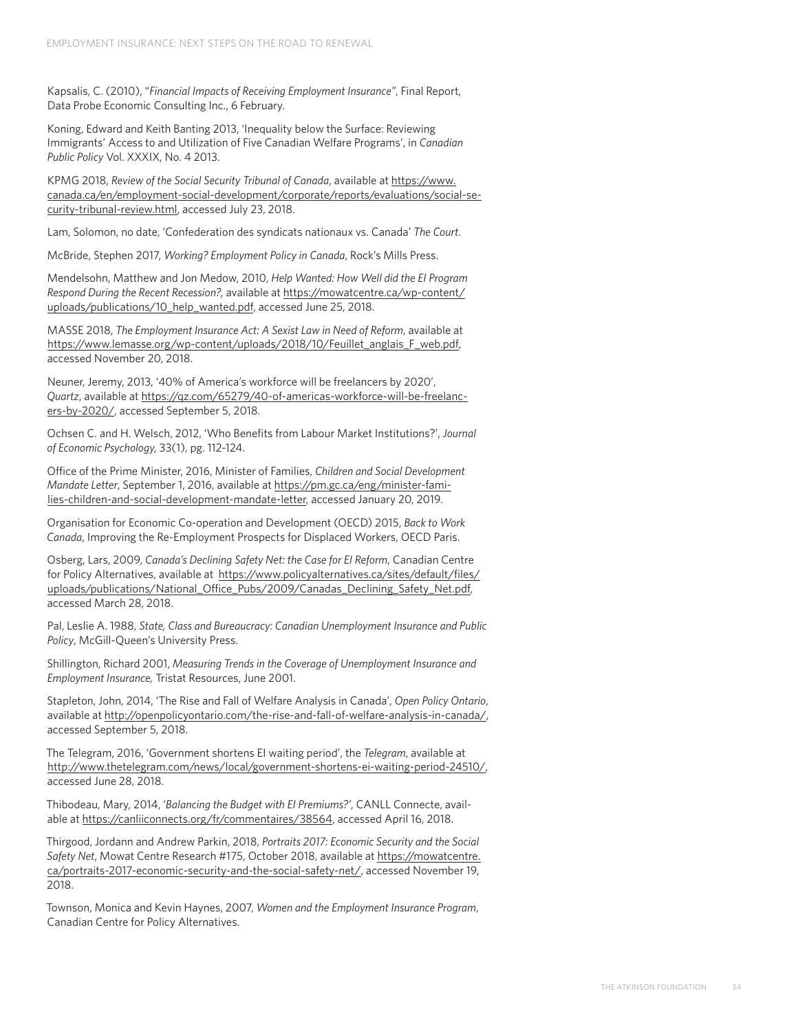Kapsalis, C. (2010), "*Financial Impacts of Receiving Employment Insurance*", Final Report, Data Probe Economic Consulting Inc., 6 February.

Koning, Edward and Keith Banting 2013, 'Inequality below the Surface: Reviewing Immigrants' Access to and Utilization of Five Canadian Welfare Programs', in *Canadian Public Policy* Vol. XXXIX, No. 4 2013.

KPMG 2018, *Review of the Social Security Tribunal of Canada*, available at https://www.canada.ca/en/employment-social-development/corporate/reports/evaluations/social-security-tribunal-review.html, accessed July 23, 2018.

Lam, Solomon, no date, 'Confederation des syndicats nationaux vs. Canada' *The Court*.

McBride, Stephen 2017, *Working? Employment Policy in Canada*, Rock's Mills Press.

Mendelsohn, Matthew and Jon Medow, 2010, *Help Wanted: How Well did the EI Program Respond During the Recent Recession?,* available at https://mowatcentre.ca/wp-content/uploads/publications/10_help_wanted.pdf, accessed June 25, 2018.

MASSE 2018, *The Employment Insurance Act: A Sexist Law in Need of Reform*, available at https://www.lemasse.org/wp-content/uploads/2018/10/Feuillet_anglais_F_web.pdf, accessed November 20, 2018.

Neuner, Jeremy, 2013, '40% of America's workforce will be freelancers by 2020', *Quartz*, available at https://qz.com/65279/40-of-americas-workforce-will-be-freelancers-by-2020/, accessed September 5, 2018.

Ochsen C. and H. Welsch, 2012, 'Who Benefits from Labour Market Institutions?', *Journal of Economic Psychology,* 33(1), pg. 112-124.

Office of the Prime Minister, 2016, Minister of Families, *Children and Social Development Mandate Letter*, September 1, 2016, available at https://pm.gc.ca/eng/minister-families-children-and-social-development-mandate-letter, accessed January 20, 2019.

Organisation for Economic Co-operation and Development (OECD) 2015, *Back to Work Canada*, Improving the Re-Employment Prospects for Displaced Workers, OECD Paris.

Osberg, Lars, 2009, *Canada's Declining Safety Net: the Case for EI Reform*, Canadian Centre for Policy Alternatives, available at https://www.policyalternatives.ca/sites/default/files/uploads/publications/National_Office_Pubs/2009/Canadas_Declining_Safety_Net.pdf, accessed March 28, 2018.

Pal, Leslie A. 1988, *State, Class and Bureaucracy: Canadian Unemployment Insurance and Public Policy*, McGill-Queen's University Press.

Shillington, Richard 2001, *Measuring Trends in the Coverage of Unemployment Insurance and Employment Insurance,* Tristat Resources, June 2001.

Stapleton, John, 2014, 'The Rise and Fall of Welfare Analysis in Canada', *Open Policy Ontario*, available at http://openpolicyontario.com/the-rise-and-fall-of-welfare-analysis-in-canada/, accessed September 5, 2018.

The Telegram, 2016, 'Government shortens EI waiting period', the *Telegram*, available at http://www.thetelegram.com/news/local/government-shortens-ei-waiting-period-24510/, accessed June 28, 2018.

Thibodeau, Mary, 2014, '*Balancing the Budget with EI Premiums?*', CANLL Connecte, available at https://canliiconnects.org/fr/commentaires/38564, accessed April 16, 2018.

Thirgood, Jordann and Andrew Parkin, 2018, *Portraits 2017: Economic Security and the Social Safety Net*, Mowat Centre Research #175, October 2018, available at https://mowatcentre.ca/portraits-2017-economic-security-and-the-social-safety-net/, accessed November 19, 2018.

Townson, Monica and Kevin Haynes, 2007, *Women and the Employment Insurance Program*, Canadian Centre for Policy Alternatives.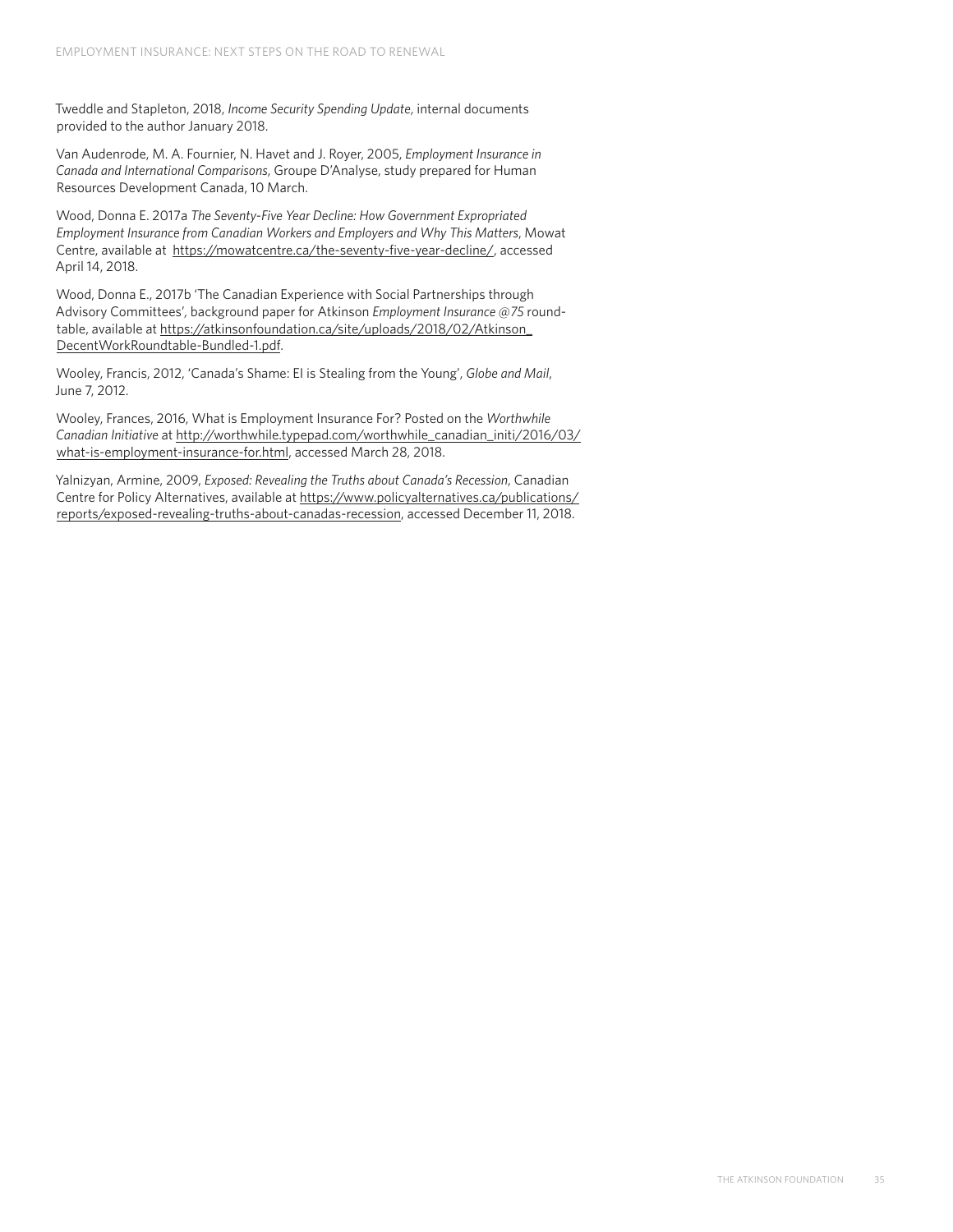Tweddle and Stapleton, 2018, *Income Security Spending Update*, internal documents provided to the author January 2018.

Van Audenrode, M. A. Fournier, N. Havet and J. Royer, 2005, *Employment Insurance in Canada and International Comparisons*, Groupe D'Analyse, study prepared for Human Resources Development Canada, 10 March.

Wood, Donna E. 2017a *The Seventy-Five Year Decline: How Government Expropriated Employment Insurance from Canadian Workers and Employers and Why This Matters*, Mowat Centre, available at https://mowatcentre.ca/the-seventy-five-year-decline/, accessed April 14, 2018.

Wood, Donna E., 2017b 'The Canadian Experience with Social Partnerships through Advisory Committees', background paper for Atkinson *Employment Insurance @75* round-table, available at https://atkinsonfoundation.ca/site/uploads/2018/02/Atkinson_DecentWorkRoundtable-Bundled-1.pdf.

Wooley, Francis, 2012, 'Canada's Shame: EI is Stealing from the Young', *Globe and Mail*, June 7, 2012.

Wooley, Frances, 2016, What is Employment Insurance For? Posted on the *Worthwhile Canadian Initiative* at http://worthwhile.typepad.com/worthwhile_canadian_initi/2016/03/what-is-employment-insurance-for.html, accessed March 28, 2018.

Yalnizyan, Armine, 2009, *Exposed: Revealing the Truths about Canada's Recession*, Canadian Centre for Policy Alternatives, available at https://www.policyalternatives.ca/publications/reports/exposed-revealing-truths-about-canadas-recession, accessed December 11, 2018.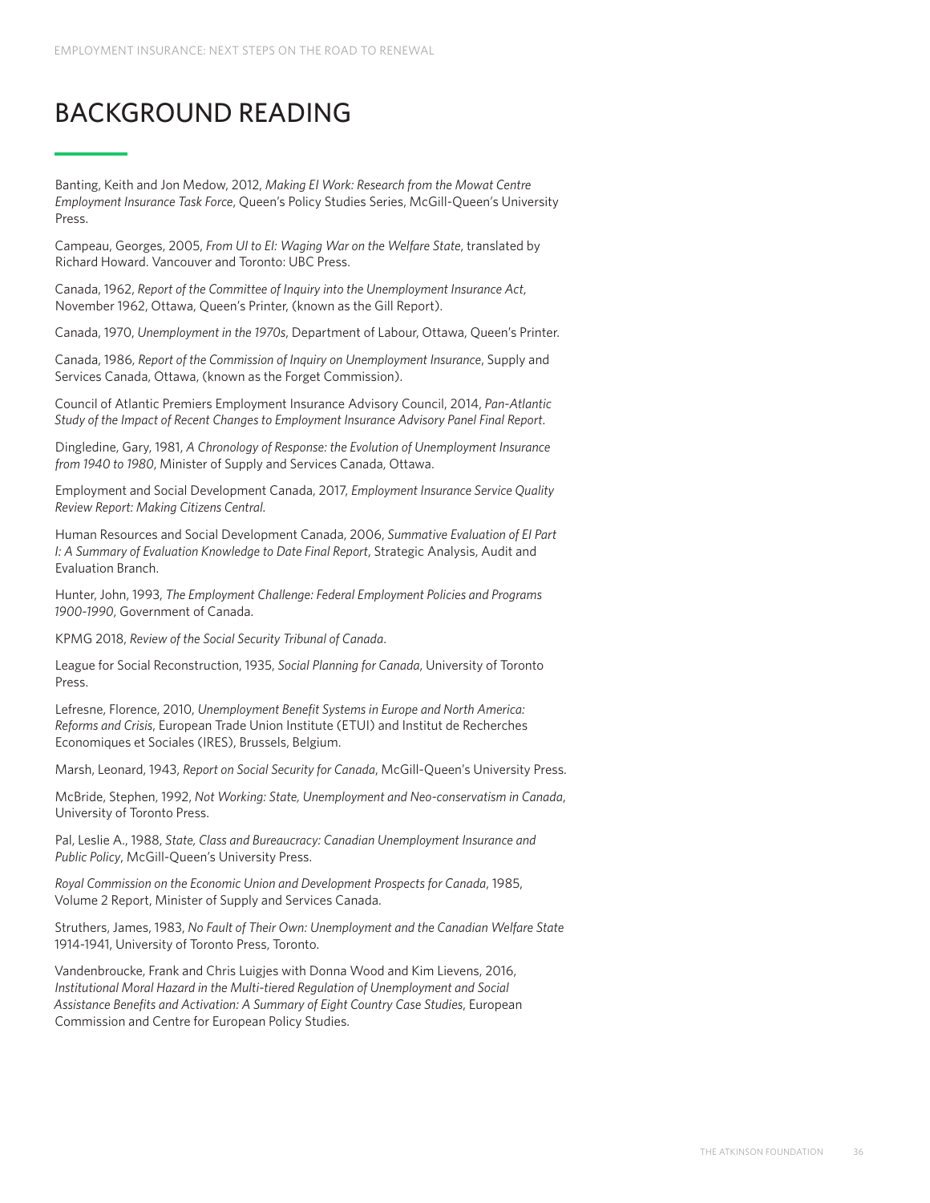# BACKGROUND READING

Banting, Keith and Jon Medow, 2012, *Making EI Work: Research from the Mowat Centre Employment Insurance Task Force*, Queen's Policy Studies Series, McGill-Queen's University Press.

Campeau, Georges, 2005, *From UI to EI: Waging War on the Welfare State*, translated by Richard Howard. Vancouver and Toronto: UBC Press.

Canada, 1962, *Report of the Committee of Inquiry into the Unemployment Insurance Act*, November 1962, Ottawa, Queen's Printer, (known as the Gill Report).

Canada, 1970, *Unemployment in the 1970s*, Department of Labour, Ottawa, Queen's Printer.

Canada, 1986, *Report of the Commission of Inquiry on Unemployment Insurance*, Supply and Services Canada, Ottawa, (known as the Forget Commission).

Council of Atlantic Premiers Employment Insurance Advisory Council, 2014, *Pan-Atlantic Study of the Impact of Recent Changes to Employment Insurance Advisory Panel Final Report*.

Dingledine, Gary, 1981, *A Chronology of Response: the Evolution of Unemployment Insurance from 1940 to 1980*, Minister of Supply and Services Canada, Ottawa.

Employment and Social Development Canada, 2017, *Employment Insurance Service Quality Review Report: Making Citizens Central.*

Human Resources and Social Development Canada, 2006, *Summative Evaluation of EI Part I: A Summary of Evaluation Knowledge to Date Final Report*, Strategic Analysis, Audit and Evaluation Branch.

Hunter, John, 1993, *The Employment Challenge: Federal Employment Policies and Programs 1900-1990*, Government of Canada.

KPMG 2018, *Review of the Social Security Tribunal of Canada*.

League for Social Reconstruction, 1935, *Social Planning for Canada*, University of Toronto Press.

Lefresne, Florence, 2010, *Unemployment Benefit Systems in Europe and North America: Reforms and Crisis*, European Trade Union Institute (ETUI) and Institut de Recherches Economiques et Sociales (IRES), Brussels, Belgium.

Marsh, Leonard, 1943, *Report on Social Security for Canada*, McGill-Queen's University Press.

McBride, Stephen, 1992, *Not Working: State, Unemployment and Neo-conservatism in Canada*, University of Toronto Press.

Pal, Leslie A., 1988, *State, Class and Bureaucracy: Canadian Unemployment Insurance and Public Policy*, McGill-Queen's University Press.

*Royal Commission on the Economic Union and Development Prospects for Canada*, 1985, Volume 2 Report, Minister of Supply and Services Canada.

Struthers, James, 1983, *No Fault of Their Own: Unemployment and the Canadian Welfare State* 1914-1941, University of Toronto Press, Toronto.

Vandenbroucke, Frank and Chris Luigjes with Donna Wood and Kim Lievens, 2016, *Institutional Moral Hazard in the Multi-tiered Regulation of Unemployment and Social Assistance Benefits and Activation: A Summary of Eight Country Case Studies*, European Commission and Centre for European Policy Studies.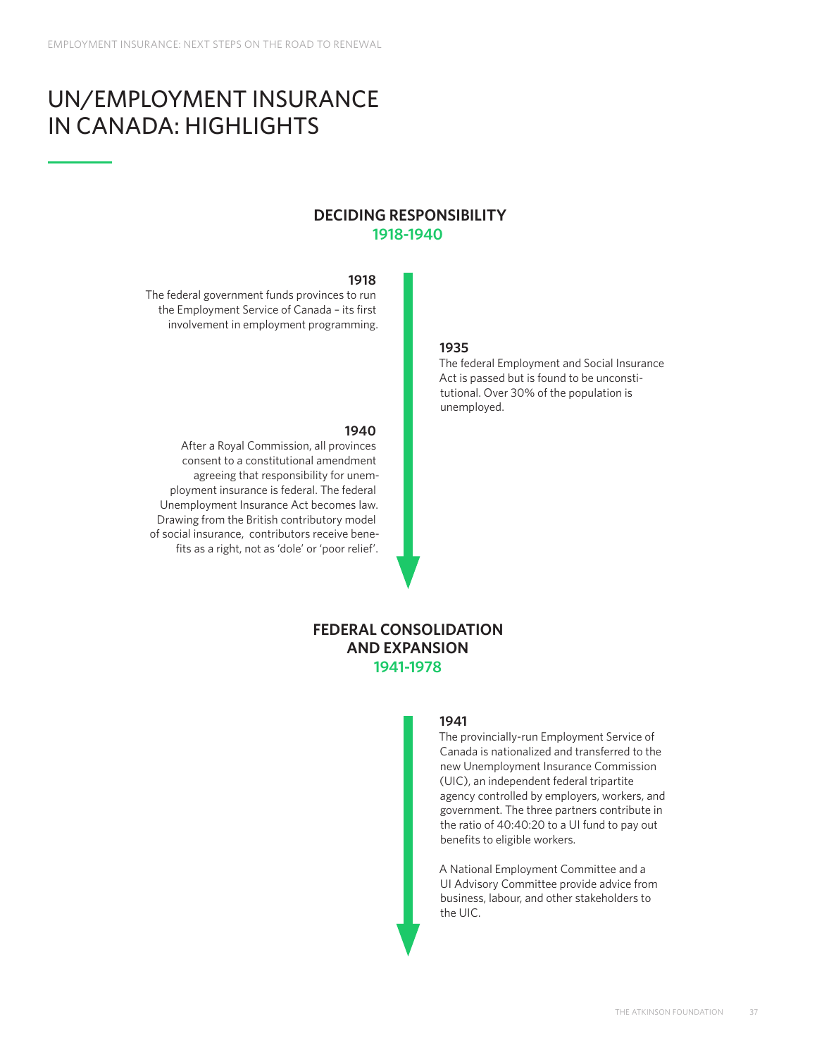# UN/EMPLOYMENT INSURANCE IN CANADA: HIGHLIGHTS

## DECIDING RESPONSIBILITY
**1918-1940**

**1918**
The federal government funds provinces to run the Employment Service of Canada – its first involvement in employment programming.

**1935**
The federal Employment and Social Insurance Act is passed but is found to be unconstitutional. Over 30% of the population is unemployed.

**1940**
After a Royal Commission, all provinces consent to a constitutional amendment agreeing that responsibility for unemployment insurance is federal. The federal Unemployment Insurance Act becomes law. Drawing from the British contributory model of social insurance, contributors receive benefits as a right, not as 'dole' or 'poor relief'.

## FEDERAL CONSOLIDATION AND EXPANSION
**1941-1978**

**1941**
The provincially-run Employment Service of Canada is nationalized and transferred to the new Unemployment Insurance Commission (UIC), an independent federal tripartite agency controlled by employers, workers, and government. The three partners contribute in the ratio of 40:40:20 to a UI fund to pay out benefits to eligible workers.

A National Employment Committee and a UI Advisory Committee provide advice from business, labour, and other stakeholders to the UIC.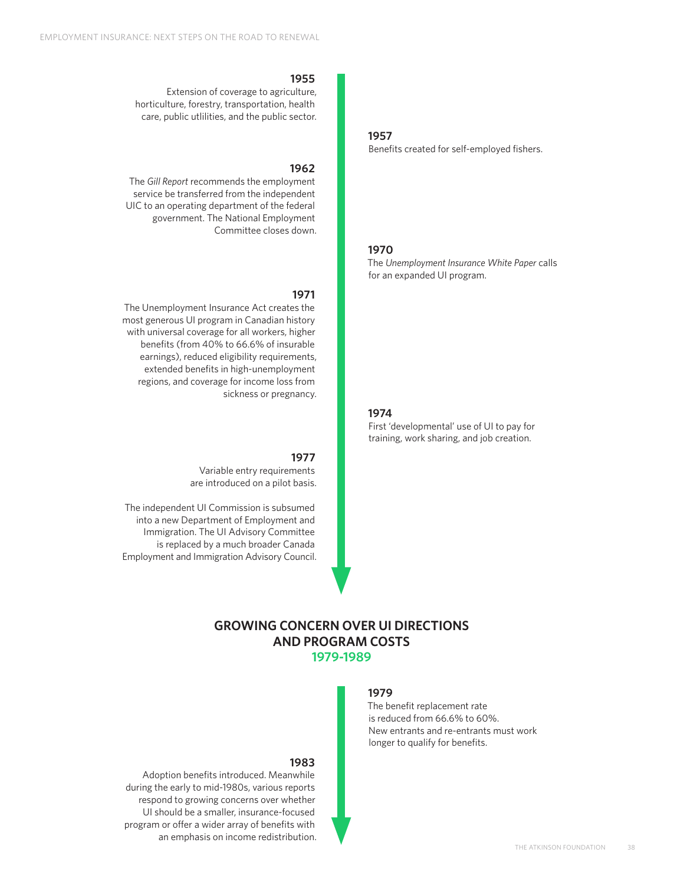**1955**

Extension of coverage to agriculture, horticulture, forestry, transportation, health care, public utlilities, and the public sector.

**1957**

Benefits created for self-employed fishers.

**1962**

The *Gill Report* recommends the employment service be transferred from the independent UIC to an operating department of the federal government. The National Employment Committee closes down.

**1970**

The *Unemployment Insurance White Paper* calls for an expanded UI program.

**1971**

The Unemployment Insurance Act creates the most generous UI program in Canadian history with universal coverage for all workers, higher benefits (from 40% to 66.6% of insurable earnings), reduced eligibility requirements, extended benefits in high-unemployment regions, and coverage for income loss from sickness or pregnancy.

**1974**

First 'developmental' use of UI to pay for training, work sharing, and job creation.

**1977**

Variable entry requirements are introduced on a pilot basis.

The independent UI Commission is subsumed into a new Department of Employment and Immigration. The UI Advisory Committee is replaced by a much broader Canada Employment and Immigration Advisory Council.

## GROWING CONCERN OVER UI DIRECTIONS AND PROGRAM COSTS 1979-1989

**1979**

The benefit replacement rate is reduced from 66.6% to 60%. New entrants and re-entrants must work longer to qualify for benefits.

**1983**

Adoption benefits introduced. Meanwhile during the early to mid-1980s, various reports respond to growing concerns over whether UI should be a smaller, insurance-focused program or offer a wider array of benefits with an emphasis on income redistribution.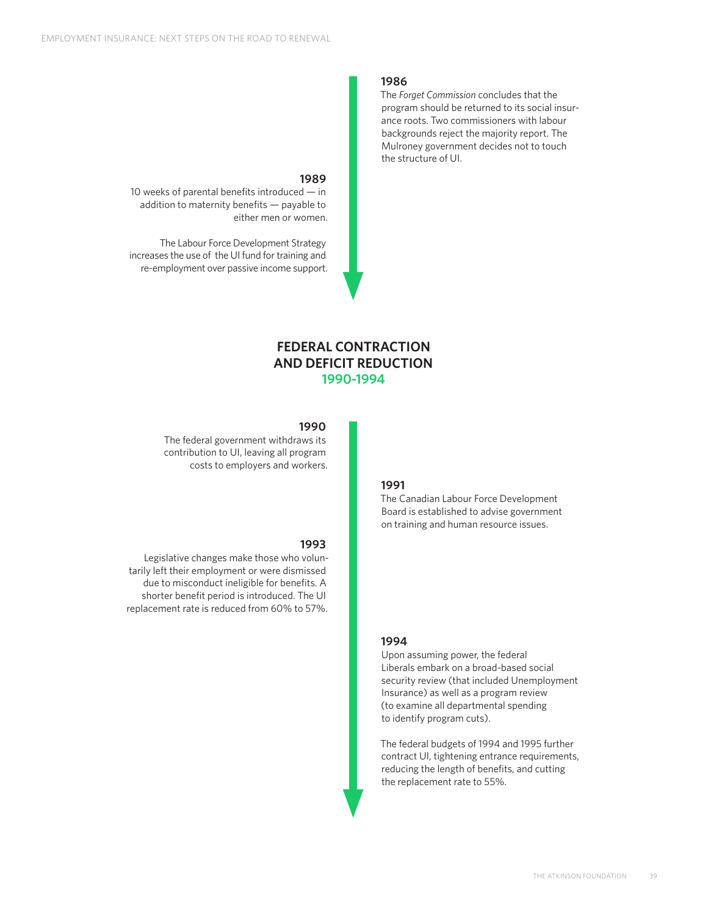**1986**

The *Forget Commission* concludes that the program should be returned to its social insurance roots. Two commissioners with labour backgrounds reject the majority report. The Mulroney government decides not to touch the structure of UI.

**1989**

10 weeks of parental benefits introduced — in addition to maternity benefits — payable to either men or women.

The Labour Force Development Strategy increases the use of the UI fund for training and re-employment over passive income support.

## FEDERAL CONTRACTION AND DEFICIT REDUCTION
## 1990-1994

**1990**

The federal government withdraws its contribution to UI, leaving all program costs to employers and workers.

**1991**

The Canadian Labour Force Development Board is established to advise government on training and human resource issues.

**1993**

Legislative changes make those who voluntarily left their employment or were dismissed due to misconduct ineligible for benefits. A shorter benefit period is introduced. The UI replacement rate is reduced from 60% to 57%.

**1994**

Upon assuming power, the federal Liberals embark on a broad-based social security review (that included Unemployment Insurance) as well as a program review (to examine all departmental spending to identify program cuts).

The federal budgets of 1994 and 1995 further contract UI, tightening entrance requirements, reducing the length of benefits, and cutting the replacement rate to 55%.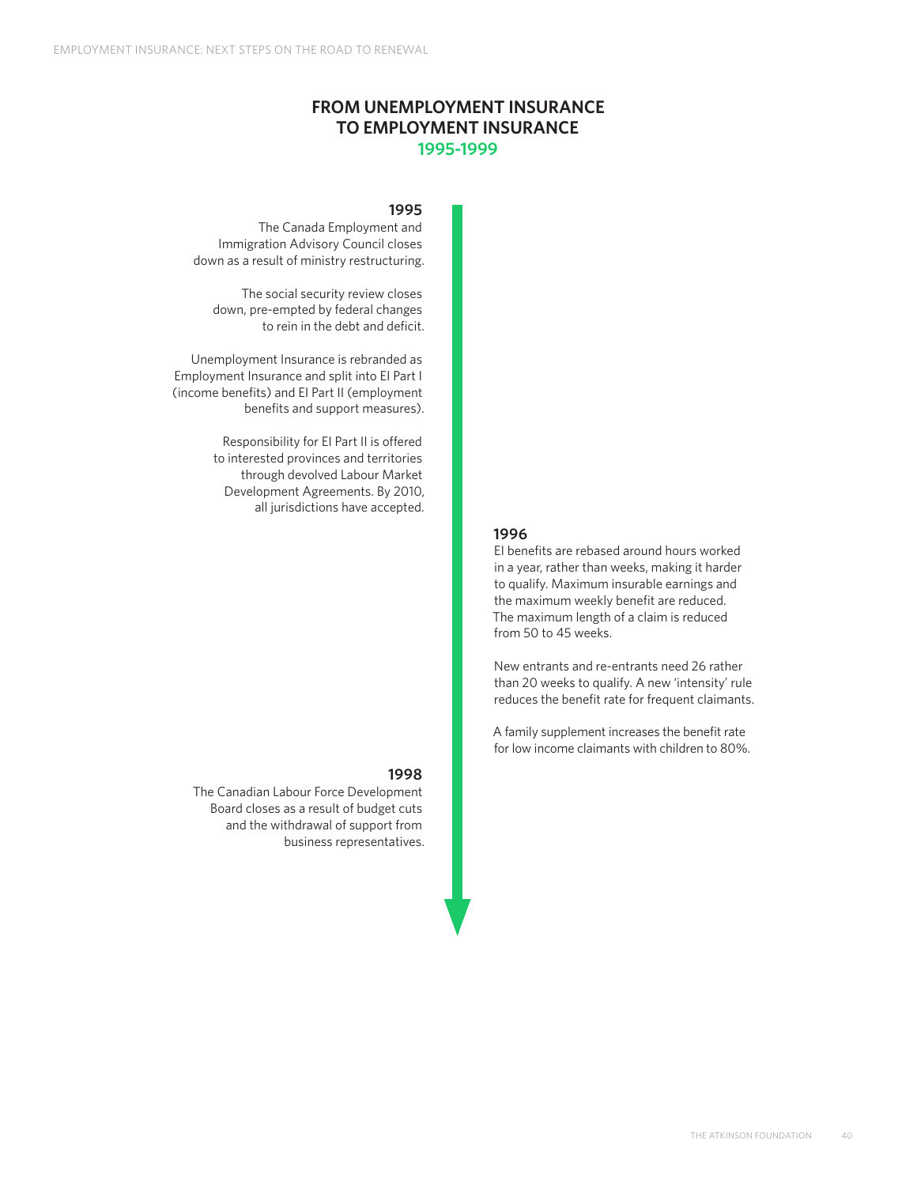## FROM UNEMPLOYMENT INSURANCE TO EMPLOYMENT INSURANCE

**1995-1999**

### 1995

The Canada Employment and Immigration Advisory Council closes down as a result of ministry restructuring.

The social security review closes down, pre-empted by federal changes to rein in the debt and deficit.

Unemployment Insurance is rebranded as Employment Insurance and split into EI Part I (income benefits) and EI Part II (employment benefits and support measures).

Responsibility for EI Part II is offered to interested provinces and territories through devolved Labour Market Development Agreements. By 2010, all jurisdictions have accepted.

### 1996

EI benefits are rebased around hours worked in a year, rather than weeks, making it harder to qualify. Maximum insurable earnings and the maximum weekly benefit are reduced. The maximum length of a claim is reduced from 50 to 45 weeks.

New entrants and re-entrants need 26 rather than 20 weeks to qualify. A new 'intensity' rule reduces the benefit rate for frequent claimants.

A family supplement increases the benefit rate for low income claimants with children to 80%.

### 1998

The Canadian Labour Force Development Board closes as a result of budget cuts and the withdrawal of support from business representatives.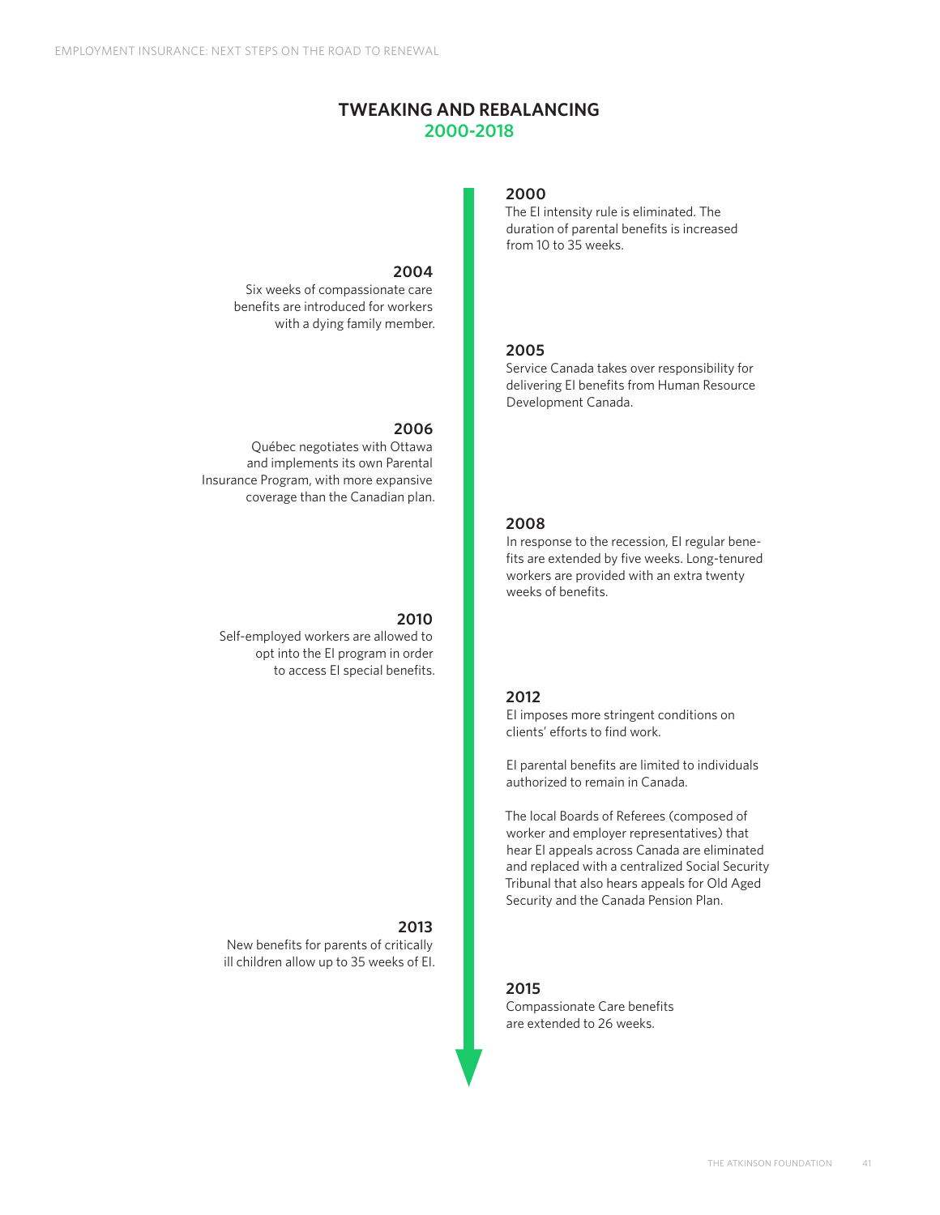## TWEAKING AND REBALANCING
## 2000-2018

**2000**
The EI intensity rule is eliminated. The duration of parental benefits is increased from 10 to 35 weeks.

**2004**
Six weeks of compassionate care benefits are introduced for workers with a dying family member.

**2005**
Service Canada takes over responsibility for delivering EI benefits from Human Resource Development Canada.

**2006**
Québec negotiates with Ottawa and implements its own Parental Insurance Program, with more expansive coverage than the Canadian plan.

**2008**
In response to the recession, EI regular benefits are extended by five weeks. Long-tenured workers are provided with an extra twenty weeks of benefits.

**2010**
Self-employed workers are allowed to opt into the EI program in order to access EI special benefits.

**2012**
EI imposes more stringent conditions on clients' efforts to find work.

EI parental benefits are limited to individuals authorized to remain in Canada.

The local Boards of Referees (composed of worker and employer representatives) that hear EI appeals across Canada are eliminated and replaced with a centralized Social Security Tribunal that also hears appeals for Old Aged Security and the Canada Pension Plan.

**2013**
New benefits for parents of critically ill children allow up to 35 weeks of EI.

**2015**
Compassionate Care benefits are extended to 26 weeks.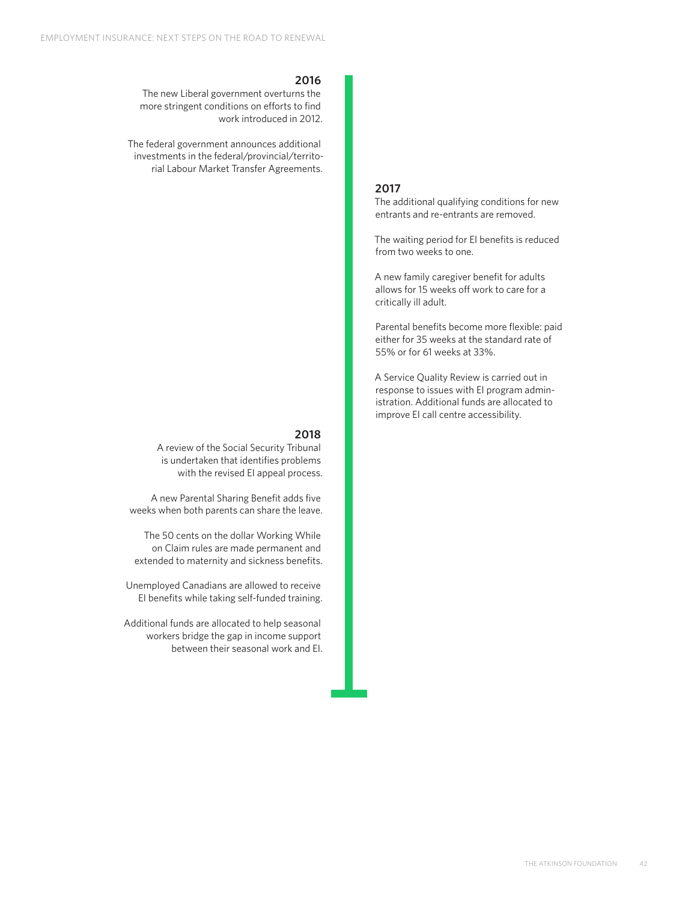### 2016

The new Liberal government overturns the more stringent conditions on efforts to find work introduced in 2012.

The federal government announces additional investments in the federal/provincial/territorial Labour Market Transfer Agreements.

### 2017

The additional qualifying conditions for new entrants and re-entrants are removed.

The waiting period for EI benefits is reduced from two weeks to one.

A new family caregiver benefit for adults allows for 15 weeks off work to care for a critically ill adult.

Parental benefits become more flexible: paid either for 35 weeks at the standard rate of 55% or for 61 weeks at 33%.

A Service Quality Review is carried out in response to issues with EI program administration. Additional funds are allocated to improve EI call centre accessibility.

### 2018

A review of the Social Security Tribunal is undertaken that identifies problems with the revised EI appeal process.

A new Parental Sharing Benefit adds five weeks when both parents can share the leave.

The 50 cents on the dollar Working While on Claim rules are made permanent and extended to maternity and sickness benefits.

Unemployed Canadians are allowed to receive EI benefits while taking self-funded training.

Additional funds are allocated to help seasonal workers bridge the gap in income support between their seasonal work and EI.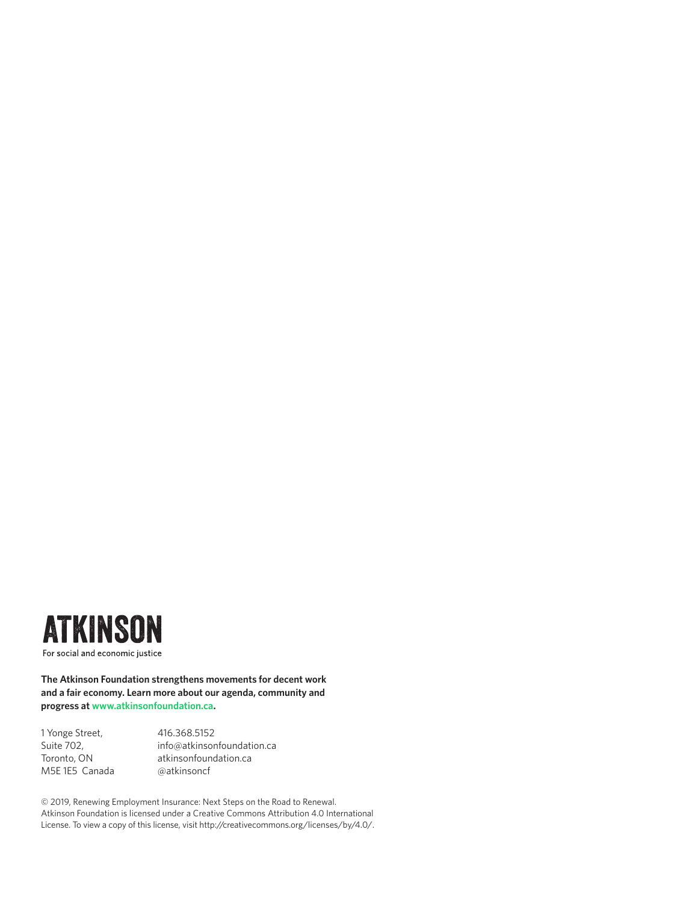ATKINSON

For social and economic justice

**The Atkinson Foundation strengthens movements for decent work and a fair economy. Learn more about our agenda, community and progress at www.atkinsonfoundation.ca.**

1 Yonge Street,
Suite 702,
Toronto, ON
M5E 1E5 Canada

416.368.5152
info@atkinsonfoundation.ca
atkinsonfoundation.ca
@atkinsoncf

© 2019, Renewing Employment Insurance: Next Steps on the Road to Renewal.
Atkinson Foundation is licensed under a Creative Commons Attribution 4.0 International License. To view a copy of this license, visit http://creativecommons.org/licenses/by/4.0/.